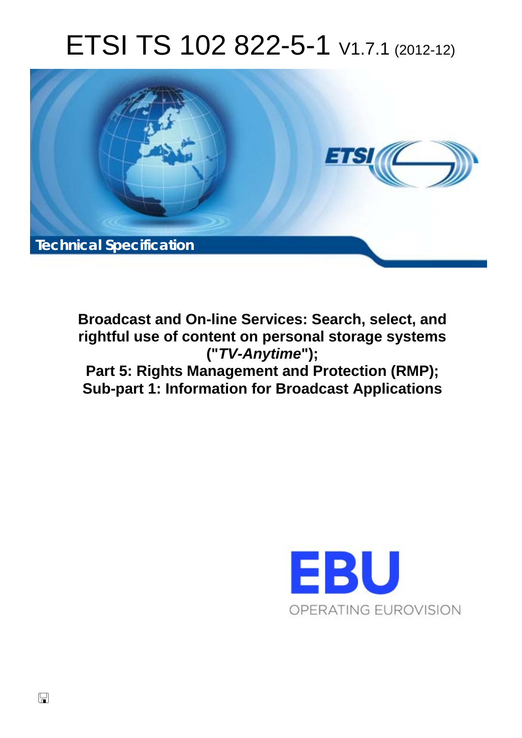# ETSI TS 102 822-5-1 V1.7.1 (2012-12)

**Technical Specification**

**Broadcast and On-line Services: Search, select, and rightful use of content on personal storage systems ("*TV-Anytime*"); Part 5: Rights Management and Protection (RMP); Sub-part 1: Information for Broadcast Applications**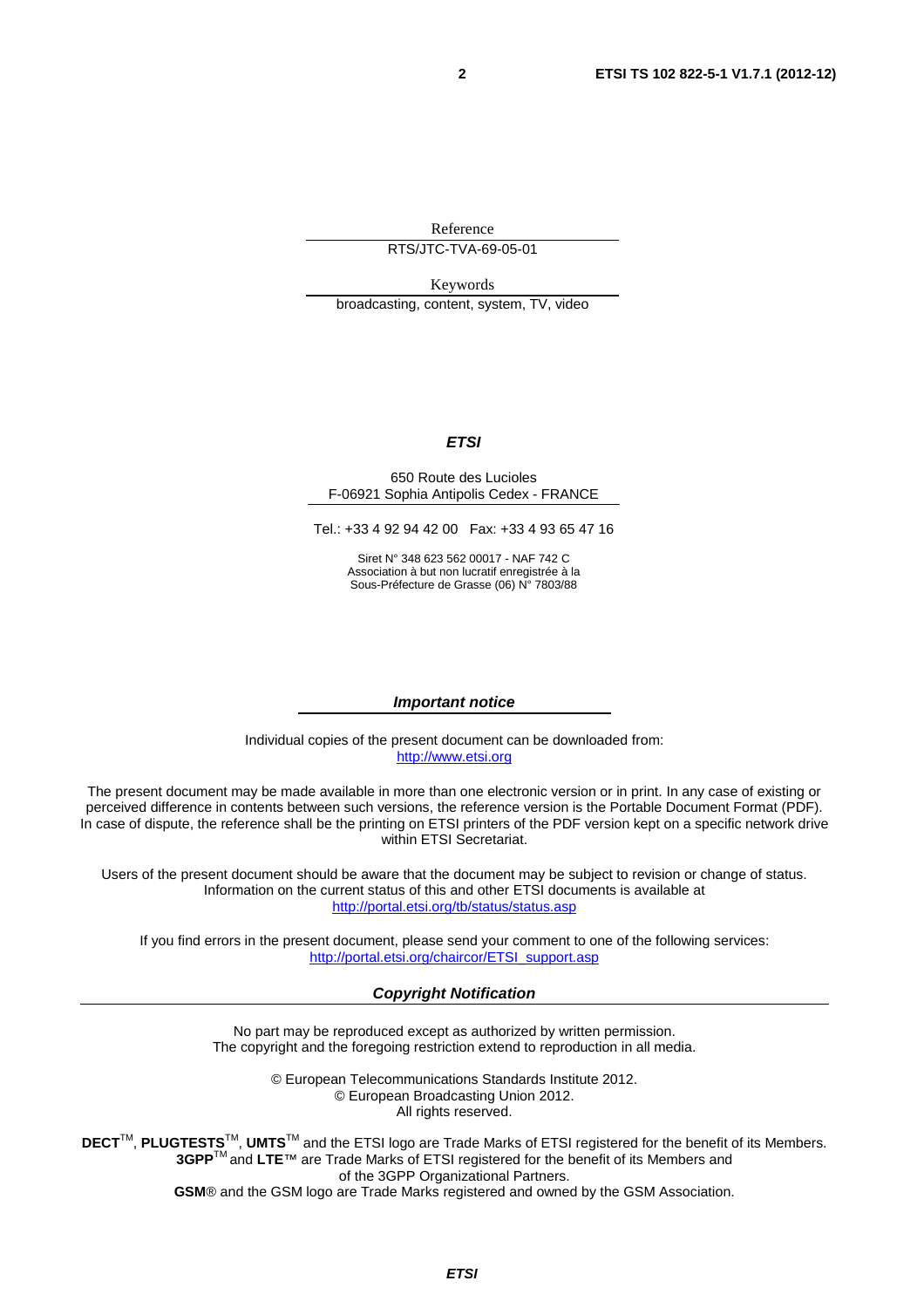Reference

RTS/JTC-TVA-69-05-01

Keywords

broadcasting, content, system, TV, video

***ETSI***

650 Route des Lucioles
F-06921 Sophia Antipolis Cedex - FRANCE

Tel.: +33 4 92 94 42 00 Fax: +33 4 93 65 47 16

Siret N° 348 623 562 00017 - NAF 742 C
Association à but non lucratif enregistrée à la
Sous-Préfecture de Grasse (06) N° 7803/88

***Important notice***

Individual copies of the present document can be downloaded from:
http://www.etsi.org

The present document may be made available in more than one electronic version or in print. In any case of existing or perceived difference in contents between such versions, the reference version is the Portable Document Format (PDF). In case of dispute, the reference shall be the printing on ETSI printers of the PDF version kept on a specific network drive within ETSI Secretariat.

Users of the present document should be aware that the document may be subject to revision or change of status. Information on the current status of this and other ETSI documents is available at
http://portal.etsi.org/tb/status/status.asp

If you find errors in the present document, please send your comment to one of the following services:
http://portal.etsi.org/chaircor/ETSI_support.asp

***Copyright Notification***

No part may be reproduced except as authorized by written permission.
The copyright and the foregoing restriction extend to reproduction in all media.

© European Telecommunications Standards Institute 2012.
© European Broadcasting Union 2012.
All rights reserved.

**DECT**™, **PLUGTESTS**™, **UMTS**™ and the ETSI logo are Trade Marks of ETSI registered for the benefit of its Members.
**3GPP**™ and **LTE**™ are Trade Marks of ETSI registered for the benefit of its Members and of the 3GPP Organizational Partners.
**GSM**® and the GSM logo are Trade Marks registered and owned by the GSM Association.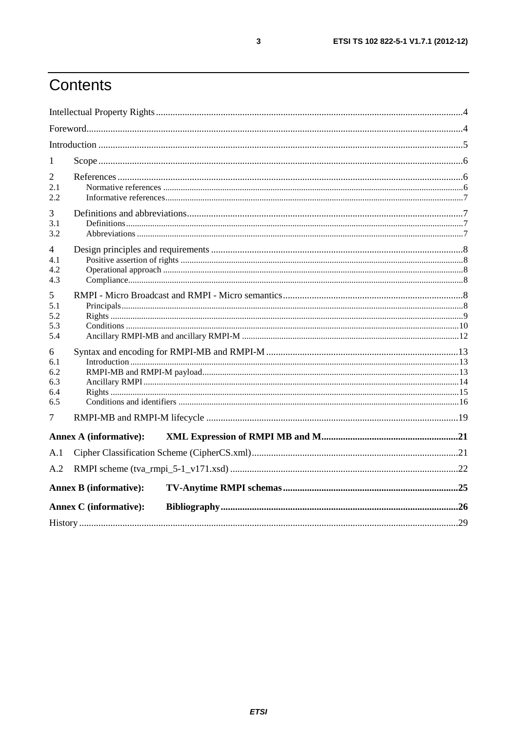# Contents

Intellectual Property Rights ....................................................................................................................4

Foreword....................................................................................................................................................4

Introduction ..............................................................................................................................................5

1 Scope ......................................................................................................................................................6

2 References ..............................................................................................................................................6
2.1 Normative references ..............................................................................................................................6
2.2 Informative references.............................................................................................................................7

3 Definitions and abbreviations..................................................................................................................7
3.1 Definitions...............................................................................................................................................7
3.2 Abbreviations ..........................................................................................................................................7

4 Design principles and requirements ........................................................................................................8
4.1 Positive assertion of rights .......................................................................................................................8
4.2 Operational approach ..............................................................................................................................8
4.3 Compliance..............................................................................................................................................8

5 RMPI - Micro Broadcast and RMPI - Micro semantics...........................................................................8
5.1 Principals.................................................................................................................................................8
5.2 Rights ......................................................................................................................................................9
5.3 Conditions ..............................................................................................................................................10
5.4 Ancillary RMPI-MB and ancillary RMPI-M .........................................................................................12

6 Syntax and encoding for RMPI-MB and RMPI-M ................................................................................13
6.1 Introduction ...........................................................................................................................................13
6.2 RMPI-MB and RMPI-M payload..........................................................................................................13
6.3 Ancillary RMPI .....................................................................................................................................14
6.4 Rights ....................................................................................................................................................15
6.5 Conditions and identifiers .....................................................................................................................16

7 RMPI-MB and RMPI-M lifecycle .........................................................................................................19

**Annex A (informative): XML Expression of RMPI MB and M.........................................................21**

A.1 Cipher Classification Scheme (CipherCS.xml)......................................................................................21

A.2 RMPI scheme (tva_rmpi_5-1_v171.xsd) ...............................................................................................22

**Annex B (informative): TV-Anytime RMPI schemas.........................................................................25**

**Annex C (informative): Bibliography..................................................................................................26**

History .....................................................................................................................................................29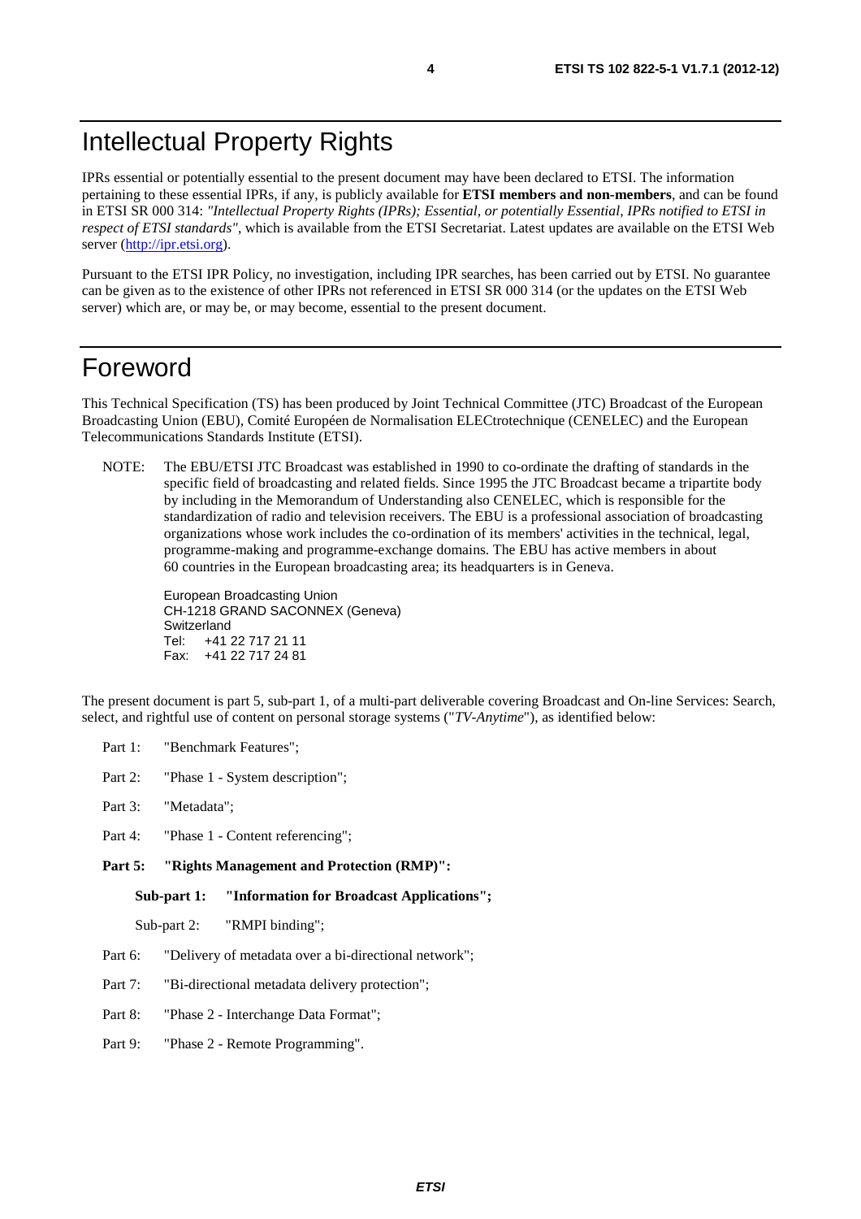# Intellectual Property Rights

IPRs essential or potentially essential to the present document may have been declared to ETSI. The information pertaining to these essential IPRs, if any, is publicly available for **ETSI members and non-members**, and can be found in ETSI SR 000 314: *"Intellectual Property Rights (IPRs); Essential, or potentially Essential, IPRs notified to ETSI in respect of ETSI standards"*, which is available from the ETSI Secretariat. Latest updates are available on the ETSI Web server (http://ipr.etsi.org).

Pursuant to the ETSI IPR Policy, no investigation, including IPR searches, has been carried out by ETSI. No guarantee can be given as to the existence of other IPRs not referenced in ETSI SR 000 314 (or the updates on the ETSI Web server) which are, or may be, or may become, essential to the present document.

# Foreword

This Technical Specification (TS) has been produced by Joint Technical Committee (JTC) Broadcast of the European Broadcasting Union (EBU), Comité Européen de Normalisation ELECtrotechnique (CENELEC) and the European Telecommunications Standards Institute (ETSI).

NOTE: The EBU/ETSI JTC Broadcast was established in 1990 to co-ordinate the drafting of standards in the specific field of broadcasting and related fields. Since 1995 the JTC Broadcast became a tripartite body by including in the Memorandum of Understanding also CENELEC, which is responsible for the standardization of radio and television receivers. The EBU is a professional association of broadcasting organizations whose work includes the co-ordination of its members' activities in the technical, legal, programme-making and programme-exchange domains. The EBU has active members in about 60 countries in the European broadcasting area; its headquarters is in Geneva.

European Broadcasting Union
CH-1218 GRAND SACONNEX (Geneva)
Switzerland
Tel: +41 22 717 21 11
Fax: +41 22 717 24 81

The present document is part 5, sub-part 1, of a multi-part deliverable covering Broadcast and On-line Services: Search, select, and rightful use of content on personal storage systems ("*TV-Anytime*"), as identified below:

- Part 1: "Benchmark Features";
- Part 2: "Phase 1 - System description";
- Part 3: "Metadata";
- Part 4: "Phase 1 - Content referencing";
- **Part 5: "Rights Management and Protection (RMP)":**
  - **Sub-part 1: "Information for Broadcast Applications";**
  - Sub-part 2: "RMPI binding";
- Part 6: "Delivery of metadata over a bi-directional network";
- Part 7: "Bi-directional metadata delivery protection";
- Part 8: "Phase 2 - Interchange Data Format";
- Part 9: "Phase 2 - Remote Programming".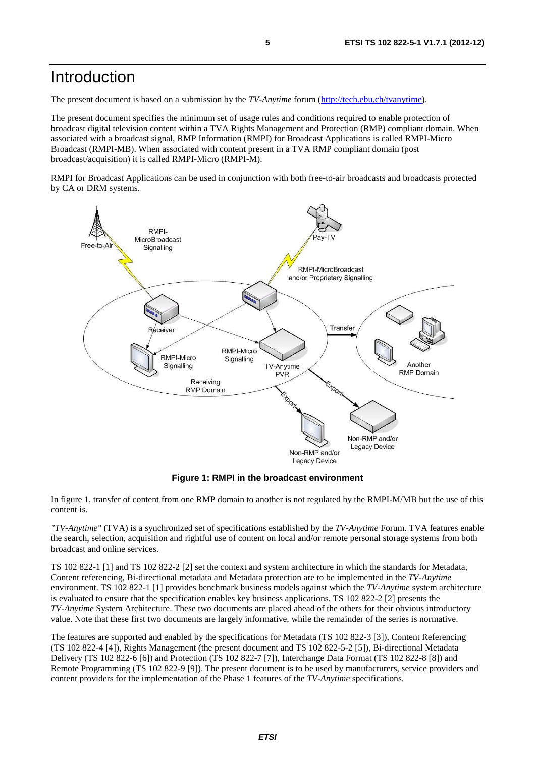# Introduction

The present document is based on a submission by the *TV-Anytime* forum (http://tech.ebu.ch/tvanytime).

The present document specifies the minimum set of usage rules and conditions required to enable protection of broadcast digital television content within a TVA Rights Management and Protection (RMP) compliant domain. When associated with a broadcast signal, RMP Information (RMPI) for Broadcast Applications is called RMPI-Micro Broadcast (RMPI-MB). When associated with content present in a TVA RMP compliant domain (post broadcast/acquisition) it is called RMPI-Micro (RMPI-M).

RMPI for Broadcast Applications can be used in conjunction with both free-to-air broadcasts and broadcasts protected by CA or DRM systems.

**Figure 1: RMPI in the broadcast environment**

In figure 1, transfer of content from one RMP domain to another is not regulated by the RMPI-M/MB but the use of this content is.

*"TV-Anytime"* (TVA) is a synchronized set of specifications established by the *TV-Anytime* Forum. TVA features enable the search, selection, acquisition and rightful use of content on local and/or remote personal storage systems from both broadcast and online services.

TS 102 822-1 [1] and TS 102 822-2 [2] set the context and system architecture in which the standards for Metadata, Content referencing, Bi-directional metadata and Metadata protection are to be implemented in the *TV-Anytime* environment. TS 102 822-1 [1] provides benchmark business models against which the *TV-Anytime* system architecture is evaluated to ensure that the specification enables key business applications. TS 102 822-2 [2] presents the *TV-Anytime* System Architecture. These two documents are placed ahead of the others for their obvious introductory value. Note that these first two documents are largely informative, while the remainder of the series is normative.

The features are supported and enabled by the specifications for Metadata (TS 102 822-3 [3]), Content Referencing (TS 102 822-4 [4]), Rights Management (the present document and TS 102 822-5-2 [5]), Bi-directional Metadata Delivery (TS 102 822-6 [6]) and Protection (TS 102 822-7 [7]), Interchange Data Format (TS 102 822-8 [8]) and Remote Programming (TS 102 822-9 [9]). The present document is to be used by manufacturers, service providers and content providers for the implementation of the Phase 1 features of the *TV-Anytime* specifications.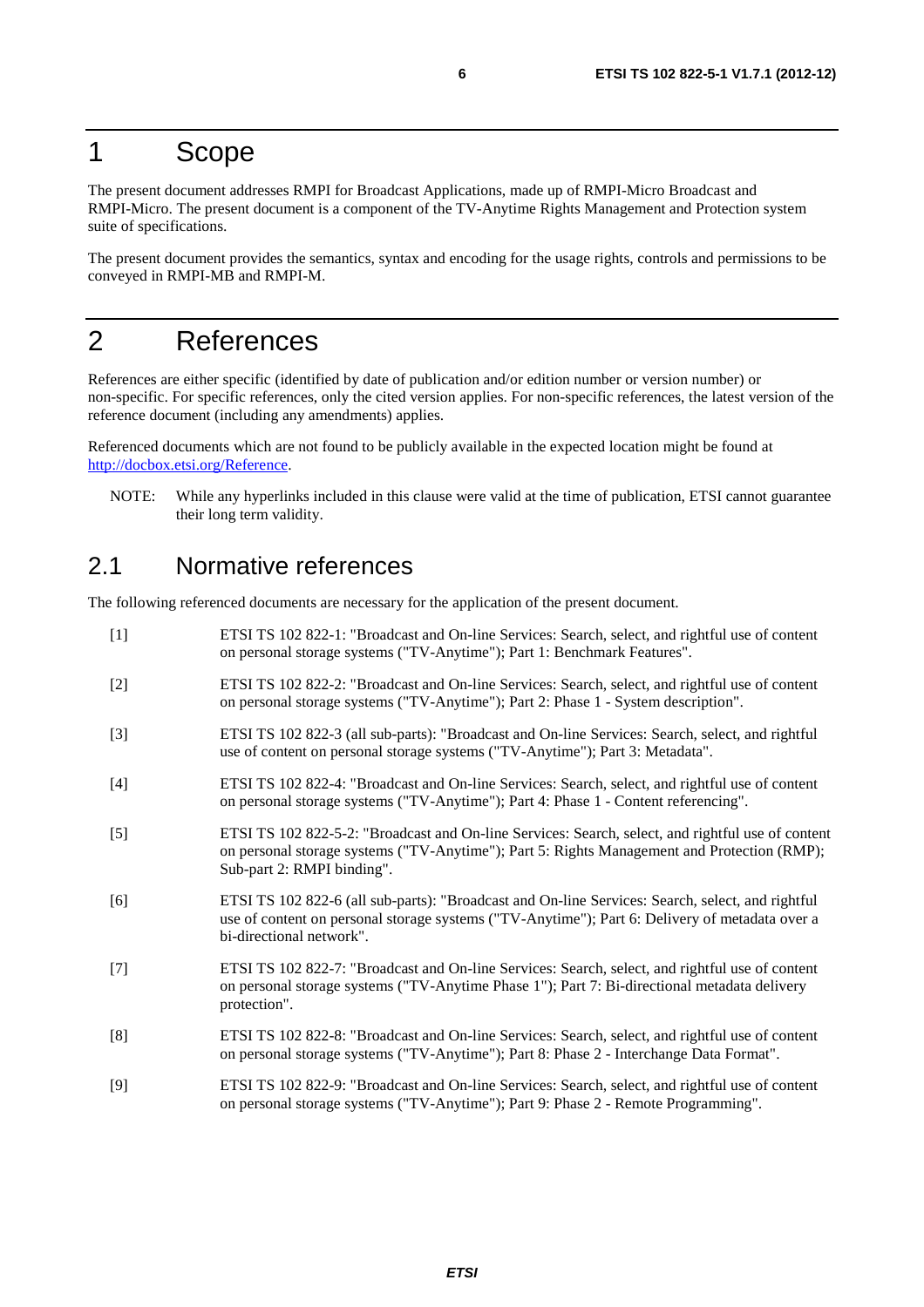# 1 Scope

The present document addresses RMPI for Broadcast Applications, made up of RMPI-Micro Broadcast and RMPI-Micro. The present document is a component of the TV-Anytime Rights Management and Protection system suite of specifications.

The present document provides the semantics, syntax and encoding for the usage rights, controls and permissions to be conveyed in RMPI-MB and RMPI-M.

# 2 References

References are either specific (identified by date of publication and/or edition number or version number) or non-specific. For specific references, only the cited version applies. For non-specific references, the latest version of the reference document (including any amendments) applies.

Referenced documents which are not found to be publicly available in the expected location might be found at http://docbox.etsi.org/Reference.

NOTE: While any hyperlinks included in this clause were valid at the time of publication, ETSI cannot guarantee their long term validity.

## 2.1 Normative references

The following referenced documents are necessary for the application of the present document.

[1] ETSI TS 102 822-1: "Broadcast and On-line Services: Search, select, and rightful use of content on personal storage systems ("TV-Anytime"); Part 1: Benchmark Features".

[2] ETSI TS 102 822-2: "Broadcast and On-line Services: Search, select, and rightful use of content on personal storage systems ("TV-Anytime"); Part 2: Phase 1 - System description".

[3] ETSI TS 102 822-3 (all sub-parts): "Broadcast and On-line Services: Search, select, and rightful use of content on personal storage systems ("TV-Anytime"); Part 3: Metadata".

[4] ETSI TS 102 822-4: "Broadcast and On-line Services: Search, select, and rightful use of content on personal storage systems ("TV-Anytime"); Part 4: Phase 1 - Content referencing".

[5] ETSI TS 102 822-5-2: "Broadcast and On-line Services: Search, select, and rightful use of content on personal storage systems ("TV-Anytime"); Part 5: Rights Management and Protection (RMP); Sub-part 2: RMPI binding".

[6] ETSI TS 102 822-6 (all sub-parts): "Broadcast and On-line Services: Search, select, and rightful use of content on personal storage systems ("TV-Anytime"); Part 6: Delivery of metadata over a bi-directional network".

[7] ETSI TS 102 822-7: "Broadcast and On-line Services: Search, select, and rightful use of content on personal storage systems ("TV-Anytime Phase 1"); Part 7: Bi-directional metadata delivery protection".

[8] ETSI TS 102 822-8: "Broadcast and On-line Services: Search, select, and rightful use of content on personal storage systems ("TV-Anytime"); Part 8: Phase 2 - Interchange Data Format".

[9] ETSI TS 102 822-9: "Broadcast and On-line Services: Search, select, and rightful use of content on personal storage systems ("TV-Anytime"); Part 9: Phase 2 - Remote Programming".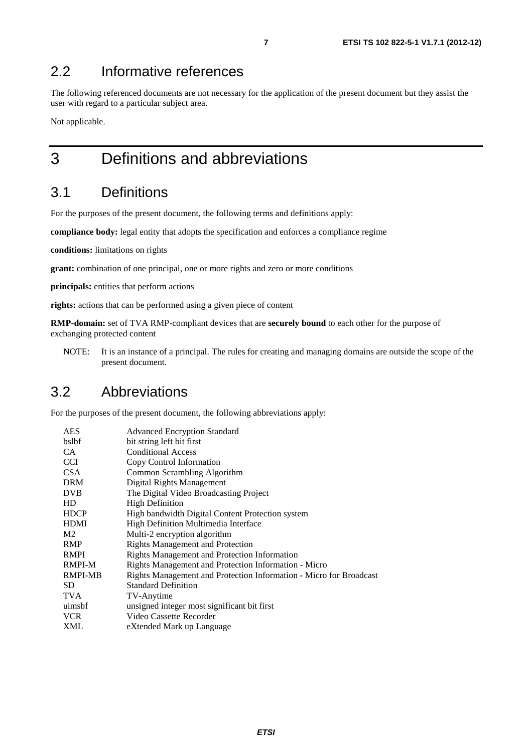## 2.2 Informative references

The following referenced documents are not necessary for the application of the present document but they assist the user with regard to a particular subject area.

Not applicable.

# 3 Definitions and abbreviations

## 3.1 Definitions

For the purposes of the present document, the following terms and definitions apply:

**compliance body:** legal entity that adopts the specification and enforces a compliance regime

**conditions:** limitations on rights

**grant:** combination of one principal, one or more rights and zero or more conditions

**principals:** entities that perform actions

**rights:** actions that can be performed using a given piece of content

**RMP-domain:** set of TVA RMP-compliant devices that are **securely bound** to each other for the purpose of exchanging protected content

NOTE: It is an instance of a principal. The rules for creating and managing domains are outside the scope of the present document.

## 3.2 Abbreviations

For the purposes of the present document, the following abbreviations apply:

| | |
|---|---|
| AES | Advanced Encryption Standard |
| bslbf | bit string left bit first |
| CA | Conditional Access |
| CCI | Copy Control Information |
| CSA | Common Scrambling Algorithm |
| DRM | Digital Rights Management |
| DVB | The Digital Video Broadcasting Project |
| HD | High Definition |
| HDCP | High bandwidth Digital Content Protection system |
| HDMI | High Definition Multimedia Interface |
| M2 | Multi-2 encryption algorithm |
| RMP | Rights Management and Protection |
| RMPI | Rights Management and Protection Information |
| RMPI-M | Rights Management and Protection Information - Micro |
| RMPI-MB | Rights Management and Protection Information - Micro for Broadcast |
| SD | Standard Definition |
| TVA | TV-Anytime |
| uimsbf | unsigned integer most significant bit first |
| VCR | Video Cassette Recorder |
| XML | eXtended Mark up Language |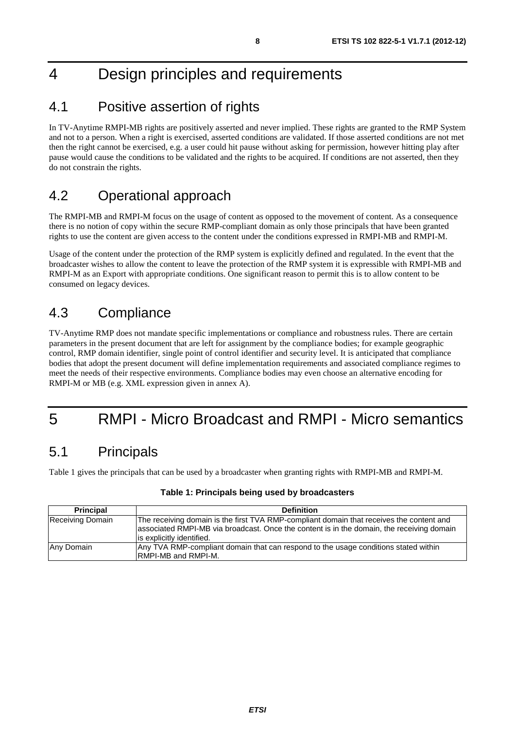# 4 Design principles and requirements

## 4.1 Positive assertion of rights

In TV-Anytime RMPI-MB rights are positively asserted and never implied. These rights are granted to the RMP System and not to a person. When a right is exercised, asserted conditions are validated. If those asserted conditions are not met then the right cannot be exercised, e.g. a user could hit pause without asking for permission, however hitting play after pause would cause the conditions to be validated and the rights to be acquired. If conditions are not asserted, then they do not constrain the rights.

## 4.2 Operational approach

The RMPI-MB and RMPI-M focus on the usage of content as opposed to the movement of content. As a consequence there is no notion of copy within the secure RMP-compliant domain as only those principals that have been granted rights to use the content are given access to the content under the conditions expressed in RMPI-MB and RMPI-M.

Usage of the content under the protection of the RMP system is explicitly defined and regulated. In the event that the broadcaster wishes to allow the content to leave the protection of the RMP system it is expressible with RMPI-MB and RMPI-M as an Export with appropriate conditions. One significant reason to permit this is to allow content to be consumed on legacy devices.

## 4.3 Compliance

TV-Anytime RMP does not mandate specific implementations or compliance and robustness rules. There are certain parameters in the present document that are left for assignment by the compliance bodies; for example geographic control, RMP domain identifier, single point of control identifier and security level. It is anticipated that compliance bodies that adopt the present document will define implementation requirements and associated compliance regimes to meet the needs of their respective environments. Compliance bodies may even choose an alternative encoding for RMPI-M or MB (e.g. XML expression given in annex A).

# 5 RMPI - Micro Broadcast and RMPI - Micro semantics

## 5.1 Principals

Table 1 gives the principals that can be used by a broadcaster when granting rights with RMPI-MB and RMPI-M.

**Table 1: Principals being used by broadcasters**

| Principal | Definition |
|---|---|
| Receiving Domain | The receiving domain is the first TVA RMP-compliant domain that receives the content and associated RMPI-MB via broadcast. Once the content is in the domain, the receiving domain is explicitly identified. |
| Any Domain | Any TVA RMP-compliant domain that can respond to the usage conditions stated within RMPI-MB and RMPI-M. |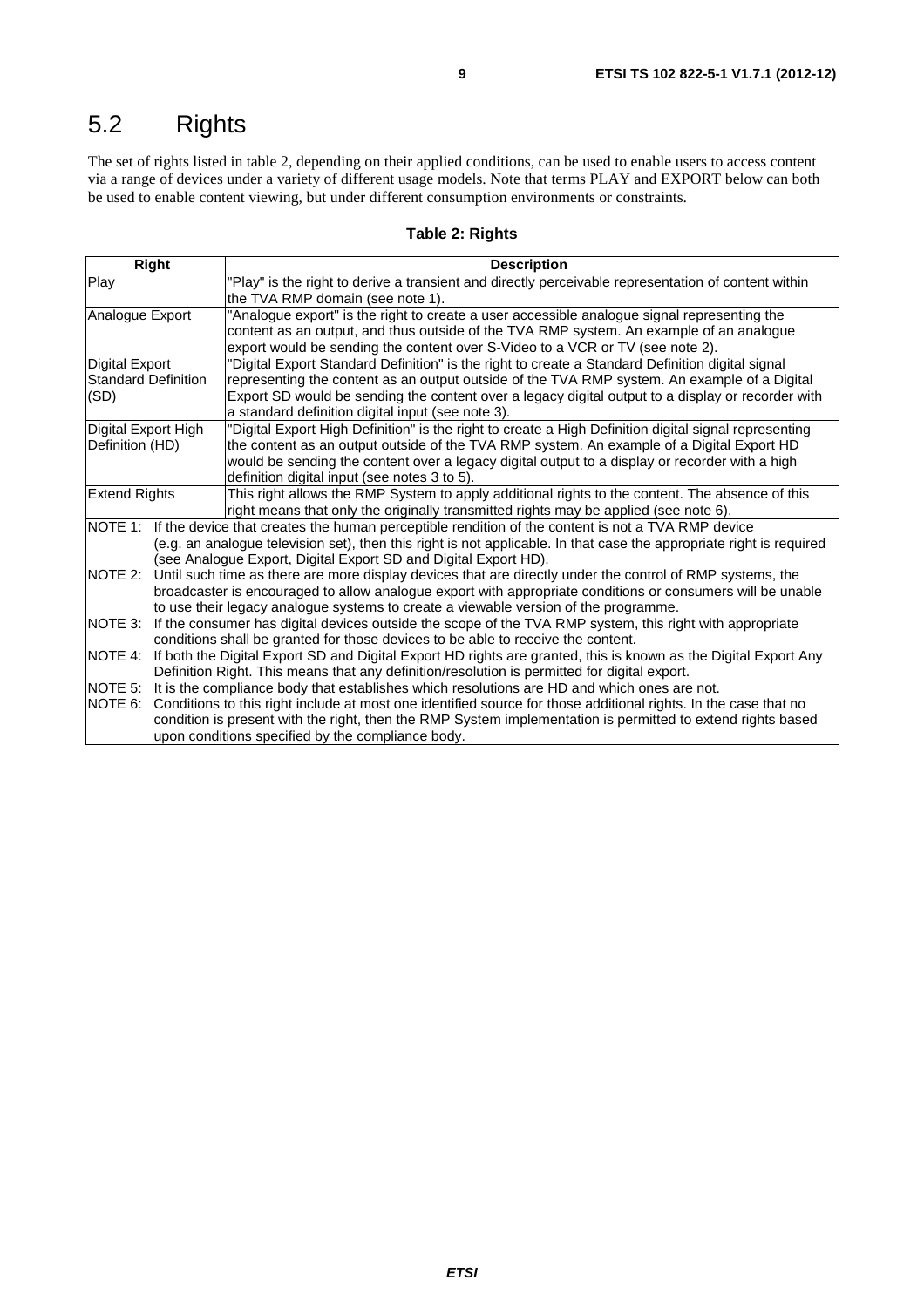## 5.2 Rights

The set of rights listed in table 2, depending on their applied conditions, can be used to enable users to access content via a range of devices under a variety of different usage models. Note that terms PLAY and EXPORT below can both be used to enable content viewing, but under different consumption environments or constraints.

**Table 2: Rights**

| Right | Description |
| --- | --- |
| Play | "Play" is the right to derive a transient and directly perceivable representation of content within the TVA RMP domain (see note 1). |
| Analogue Export | "Analogue export" is the right to create a user accessible analogue signal representing the content as an output, and thus outside of the TVA RMP system. An example of an analogue export would be sending the content over S-Video to a VCR or TV (see note 2). |
| Digital Export Standard Definition (SD) | "Digital Export Standard Definition" is the right to create a Standard Definition digital signal representing the content as an output outside of the TVA RMP system. An example of a Digital Export SD would be sending the content over a legacy digital output to a display or recorder with a standard definition digital input (see note 3). |
| Digital Export High Definition (HD) | "Digital Export High Definition" is the right to create a High Definition digital signal representing the content as an output outside of the TVA RMP system. An example of a Digital Export HD would be sending the content over a legacy digital output to a display or recorder with a high definition digital input (see notes 3 to 5). |
| Extend Rights | This right allows the RMP System to apply additional rights to the content. The absence of this right means that only the originally transmitted rights may be applied (see note 6). |
| NOTE 1: If the device that creates the human perceptible rendition of the content is not a TVA RMP device (e.g. an analogue television set), then this right is not applicable. In that case the appropriate right is required (see Analogue Export, Digital Export SD and Digital Export HD).<br>NOTE 2: Until such time as there are more display devices that are directly under the control of RMP systems, the broadcaster is encouraged to allow analogue export with appropriate conditions or consumers will be unable to use their legacy analogue systems to create a viewable version of the programme.<br>NOTE 3: If the consumer has digital devices outside the scope of the TVA RMP system, this right with appropriate conditions shall be granted for those devices to be able to receive the content.<br>NOTE 4: If both the Digital Export SD and Digital Export HD rights are granted, this is known as the Digital Export Any Definition Right. This means that any definition/resolution is permitted for digital export.<br>NOTE 5: It is the compliance body that establishes which resolutions are HD and which ones are not.<br>NOTE 6: Conditions to this right include at most one identified source for those additional rights. In the case that no condition is present with the right, then the RMP System implementation is permitted to extend rights based upon conditions specified by the compliance body. | |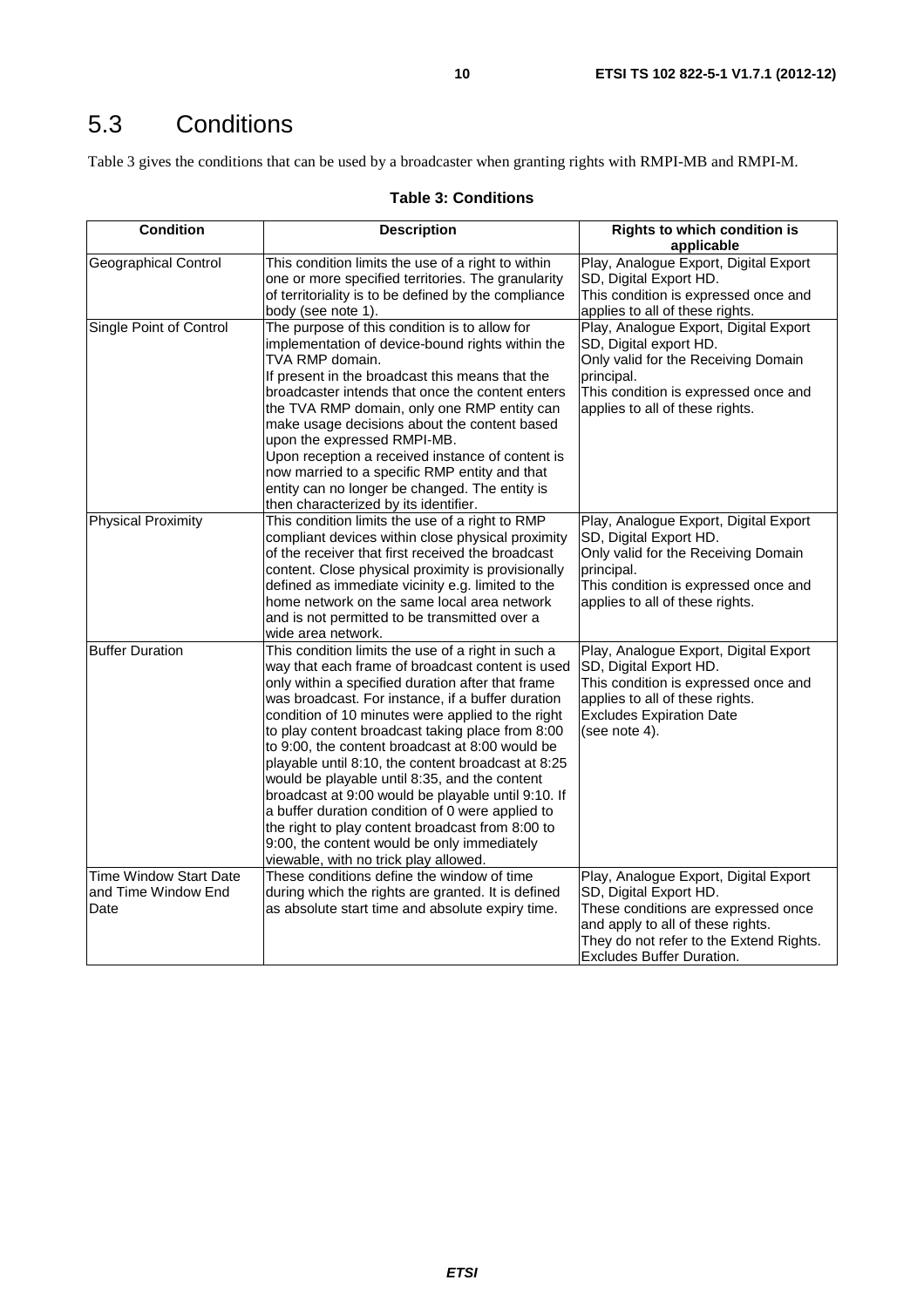# 5.3 Conditions

Table 3 gives the conditions that can be used by a broadcaster when granting rights with RMPI-MB and RMPI-M.

**Table 3: Conditions**

| Condition | Description | Rights to which condition is applicable |
| --- | --- | --- |
| Geographical Control | This condition limits the use of a right to within one or more specified territories. The granularity of territoriality is to be defined by the compliance body (see note 1). | Play, Analogue Export, Digital Export SD, Digital Export HD.<br>This condition is expressed once and applies to all of these rights. |
| Single Point of Control | The purpose of this condition is to allow for implementation of device-bound rights within the TVA RMP domain.<br>If present in the broadcast this means that the broadcaster intends that once the content enters the TVA RMP domain, only one RMP entity can make usage decisions about the content based upon the expressed RMPI-MB.<br>Upon reception a received instance of content is now married to a specific RMP entity and that entity can no longer be changed. The entity is then characterized by its identifier. | Play, Analogue Export, Digital Export SD, Digital export HD.<br>Only valid for the Receiving Domain principal.<br>This condition is expressed once and applies to all of these rights. |
| Physical Proximity | This condition limits the use of a right to RMP compliant devices within close physical proximity of the receiver that first received the broadcast content. Close physical proximity is provisionally defined as immediate vicinity e.g. limited to the home network on the same local area network and is not permitted to be transmitted over a wide area network. | Play, Analogue Export, Digital Export SD, Digital Export HD.<br>Only valid for the Receiving Domain principal.<br>This condition is expressed once and applies to all of these rights. |
| Buffer Duration | This condition limits the use of a right in such a way that each frame of broadcast content is used only within a specified duration after that frame was broadcast. For instance, if a buffer duration condition of 10 minutes were applied to the right to play content broadcast taking place from 8:00 to 9:00, the content broadcast at 8:00 would be playable until 8:10, the content broadcast at 8:25 would be playable until 8:35, and the content broadcast at 9:00 would be playable until 9:10. If a buffer duration condition of 0 were applied to the right to play content broadcast from 8:00 to 9:00, the content would be only immediately viewable, with no trick play allowed. | Play, Analogue Export, Digital Export SD, Digital Export HD.<br>This condition is expressed once and applies to all of these rights.<br>Excludes Expiration Date (see note 4). |
| Time Window Start Date and Time Window End Date | These conditions define the window of time during which the rights are granted. It is defined as absolute start time and absolute expiry time. | Play, Analogue Export, Digital Export SD, Digital Export HD.<br>These conditions are expressed once and apply to all of these rights.<br>They do not refer to the Extend Rights.<br>Excludes Buffer Duration. |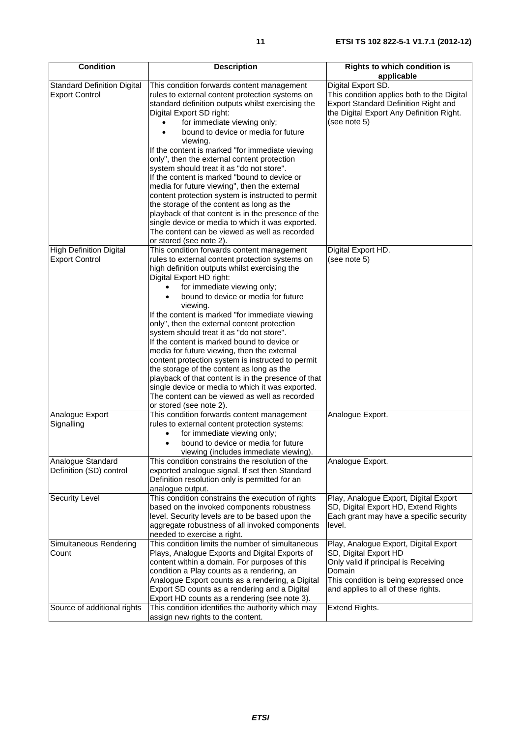| Condition | Description | Rights to which condition is applicable |
|---|---|---|
| Standard Definition Digital Export Control | This condition forwards content management rules to external content protection systems on standard definition outputs whilst exercising the Digital Export SD right: <br>• for immediate viewing only; <br>• bound to device or media for future viewing. <br>If the content is marked "for immediate viewing only", then the external content protection system should treat it as "do not store". <br>If the content is marked "bound to device or media for future viewing", then the external content protection system is instructed to permit the storage of the content as long as the playback of that content is in the presence of the single device or media to which it was exported. The content can be viewed as well as recorded or stored (see note 2). | Digital Export SD. <br>This condition applies both to the Digital Export Standard Definition Right and the Digital Export Any Definition Right. (see note 5) |
| High Definition Digital Export Control | This condition forwards content management rules to external content protection systems on high definition outputs whilst exercising the Digital Export HD right: <br>• for immediate viewing only; <br>• bound to device or media for future viewing. <br>If the content is marked "for immediate viewing only", then the external content protection system should treat it as "do not store". <br>If the content is marked bound to device or media for future viewing, then the external content protection system is instructed to permit the storage of the content as long as the playback of that content is in the presence of that single device or media to which it was exported. The content can be viewed as well as recorded or stored (see note 2). | Digital Export HD. <br>(see note 5) |
| Analogue Export Signalling | This condition forwards content management rules to external content protection systems: <br>• for immediate viewing only; <br>• bound to device or media for future viewing (includes immediate viewing). | Analogue Export. |
| Analogue Standard Definition (SD) control | This condition constrains the resolution of the exported analogue signal. If set then Standard Definition resolution only is permitted for an analogue output. | Analogue Export. |
| Security Level | This condition constrains the execution of rights based on the invoked components robustness level. Security levels are to be based upon the aggregate robustness of all invoked components needed to exercise a right. | Play, Analogue Export, Digital Export SD, Digital Export HD, Extend Rights <br>Each grant may have a specific security level. |
| Simultaneous Rendering Count | This condition limits the number of simultaneous Plays, Analogue Exports and Digital Exports of content within a domain. For purposes of this condition a Play counts as a rendering, an Analogue Export counts as a rendering, a Digital Export SD counts as a rendering and a Digital Export HD counts as a rendering (see note 3). | Play, Analogue Export, Digital Export SD, Digital Export HD <br>Only valid if principal is Receiving Domain <br>This condition is being expressed once and applies to all of these rights. |
| Source of additional rights | This condition identifies the authority which may assign new rights to the content. | Extend Rights. |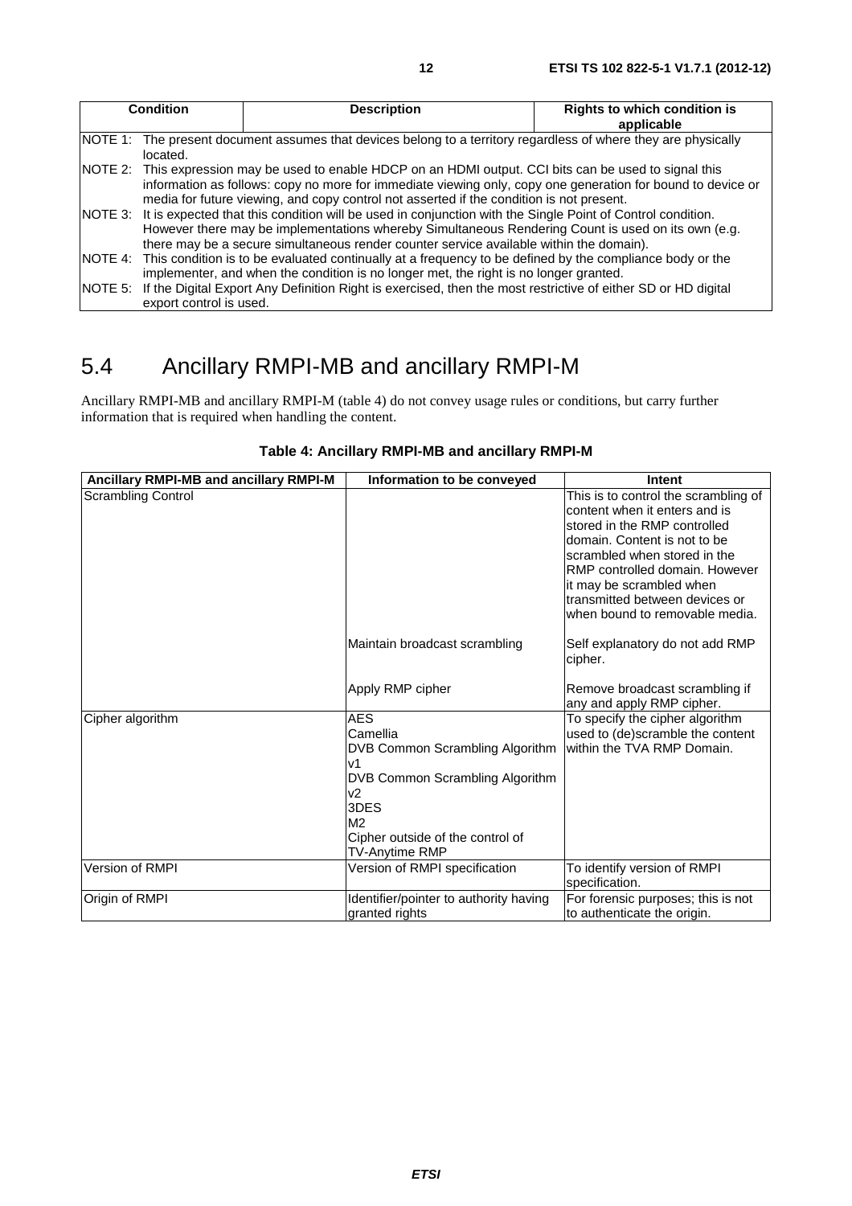| Condition | Description | Rights to which condition is applicable |
|---|---|---|
| NOTE 1: The present document assumes that devices belong to a territory regardless of where they are physically located. | | |
| NOTE 2: This expression may be used to enable HDCP on an HDMI output. CCI bits can be used to signal this information as follows: copy no more for immediate viewing only, copy one generation for bound to device or media for future viewing, and copy control not asserted if the condition is not present. | | |
| NOTE 3: It is expected that this condition will be used in conjunction with the Single Point of Control condition. However there may be implementations whereby Simultaneous Rendering Count is used on its own (e.g. there may be a secure simultaneous render counter service available within the domain). | | |
| NOTE 4: This condition is to be evaluated continually at a frequency to be defined by the compliance body or the implementer, and when the condition is no longer met, the right is no longer granted. | | |
| NOTE 5: If the Digital Export Any Definition Right is exercised, then the most restrictive of either SD or HD digital export control is used. | | |

## 5.4 Ancillary RMPI-MB and ancillary RMPI-M

Ancillary RMPI-MB and ancillary RMPI-M (table 4) do not convey usage rules or conditions, but carry further information that is required when handling the content.

**Table 4: Ancillary RMPI-MB and ancillary RMPI-M**

| Ancillary RMPI-MB and ancillary RMPI-M | Information to be conveyed | Intent |
|---|---|---|
| Scrambling Control | | This is to control the scrambling of content when it enters and is stored in the RMP controlled domain. Content is not to be scrambled when stored in the RMP controlled domain. However it may be scrambled when transmitted between devices or when bound to removable media. |
| | Maintain broadcast scrambling | Self explanatory do not add RMP cipher. |
| | Apply RMP cipher | Remove broadcast scrambling if any and apply RMP cipher. |
| Cipher algorithm | AES<br>Camellia<br>DVB Common Scrambling Algorithm v1<br>DVB Common Scrambling Algorithm v2<br>3DES<br>M2<br>Cipher outside of the control of TV-Anytime RMP | To specify the cipher algorithm used to (de)scramble the content within the TVA RMP Domain. |
| Version of RMPI | Version of RMPI specification | To identify version of RMPI specification. |
| Origin of RMPI | Identifier/pointer to authority having granted rights | For forensic purposes; this is not to authenticate the origin. |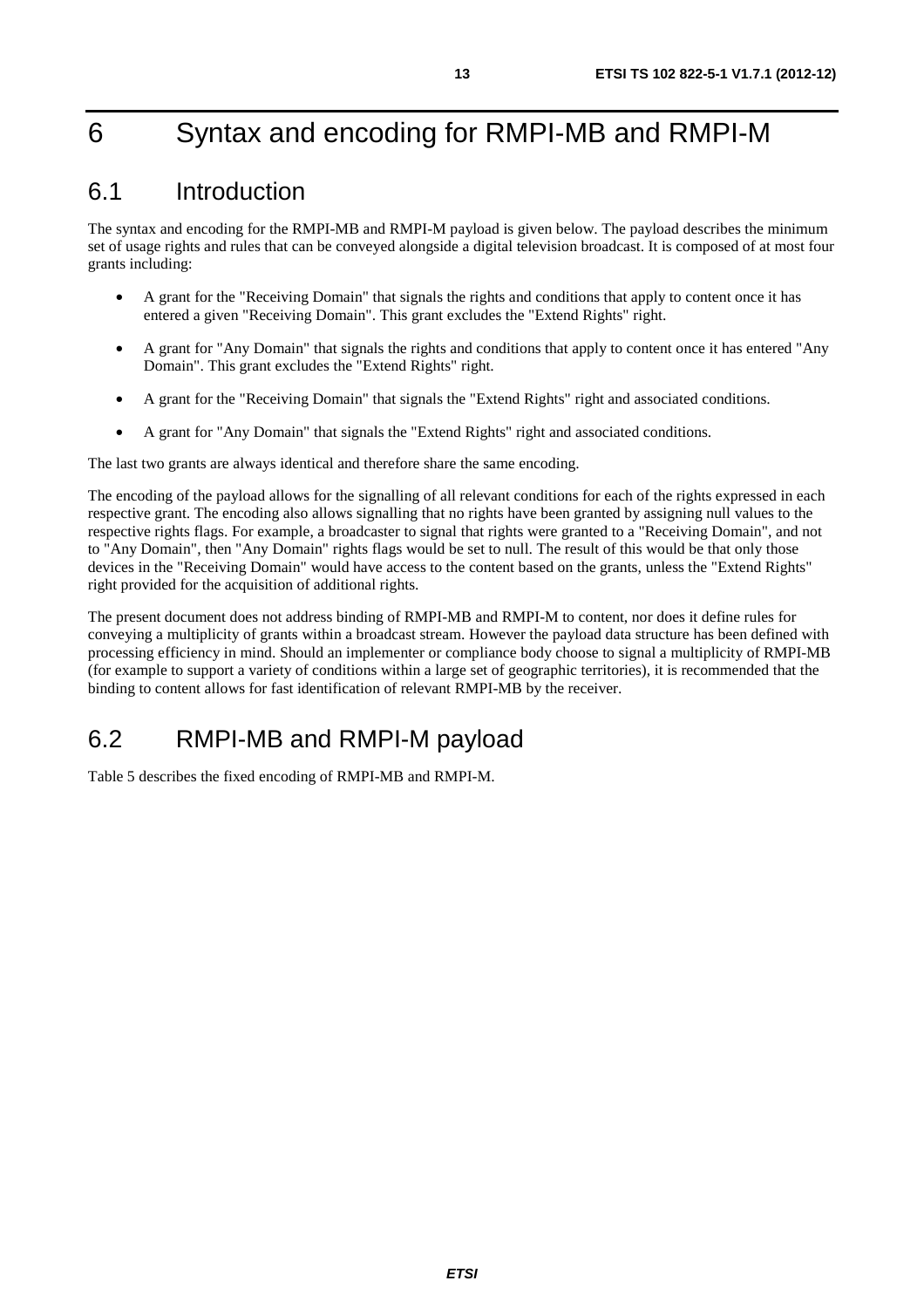# 6 Syntax and encoding for RMPI-MB and RMPI-M

## 6.1 Introduction

The syntax and encoding for the RMPI-MB and RMPI-M payload is given below. The payload describes the minimum set of usage rights and rules that can be conveyed alongside a digital television broadcast. It is composed of at most four grants including:

- A grant for the "Receiving Domain" that signals the rights and conditions that apply to content once it has entered a given "Receiving Domain". This grant excludes the "Extend Rights" right.
- A grant for "Any Domain" that signals the rights and conditions that apply to content once it has entered "Any Domain". This grant excludes the "Extend Rights" right.
- A grant for the "Receiving Domain" that signals the "Extend Rights" right and associated conditions.
- A grant for "Any Domain" that signals the "Extend Rights" right and associated conditions.

The last two grants are always identical and therefore share the same encoding.

The encoding of the payload allows for the signalling of all relevant conditions for each of the rights expressed in each respective grant. The encoding also allows signalling that no rights have been granted by assigning null values to the respective rights flags. For example, a broadcaster to signal that rights were granted to a "Receiving Domain", and not to "Any Domain", then "Any Domain" rights flags would be set to null. The result of this would be that only those devices in the "Receiving Domain" would have access to the content based on the grants, unless the "Extend Rights" right provided for the acquisition of additional rights.

The present document does not address binding of RMPI-MB and RMPI-M to content, nor does it define rules for conveying a multiplicity of grants within a broadcast stream. However the payload data structure has been defined with processing efficiency in mind. Should an implementer or compliance body choose to signal a multiplicity of RMPI-MB (for example to support a variety of conditions within a large set of geographic territories), it is recommended that the binding to content allows for fast identification of relevant RMPI-MB by the receiver.

## 6.2 RMPI-MB and RMPI-M payload

Table 5 describes the fixed encoding of RMPI-MB and RMPI-M.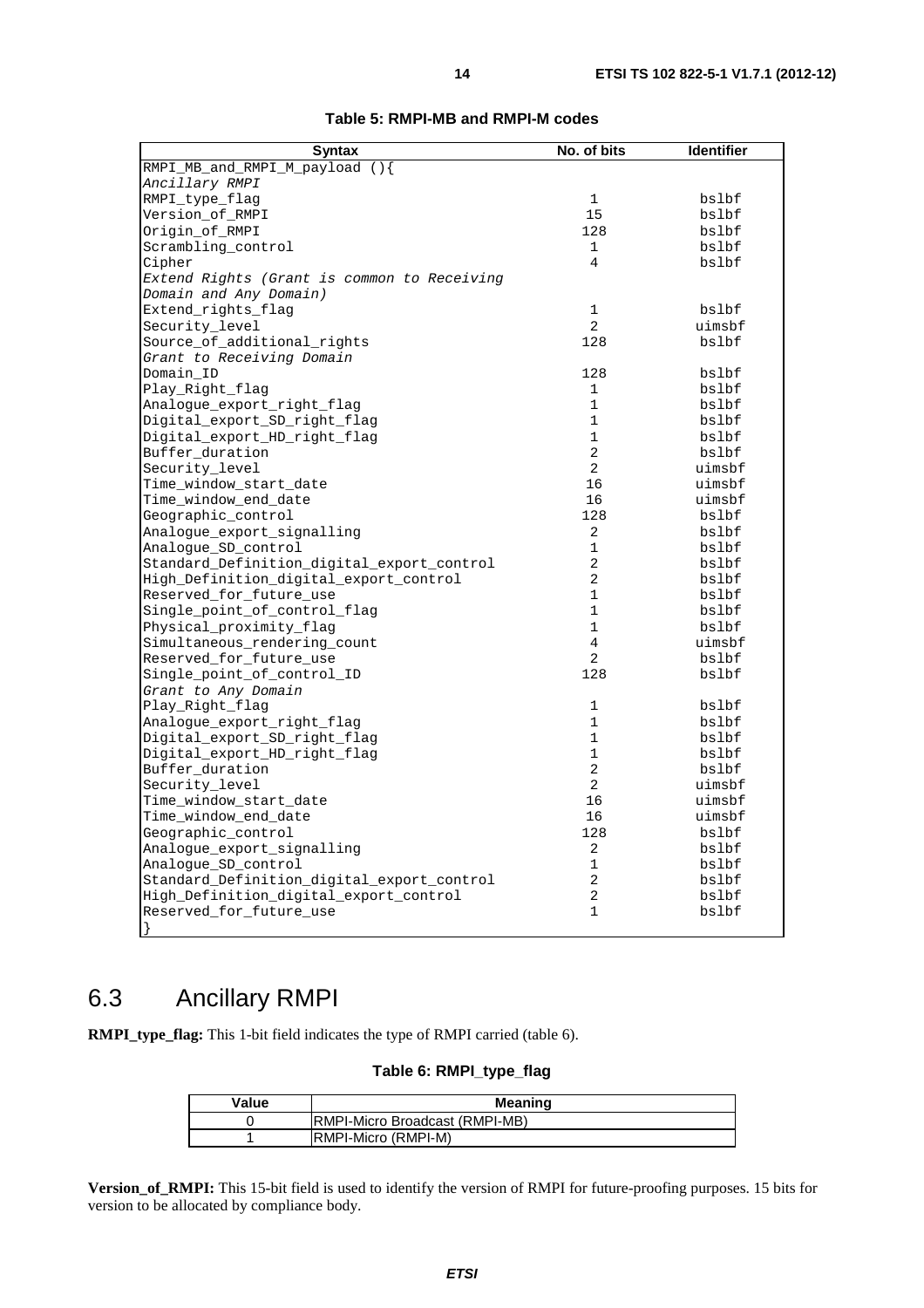**Table 5: RMPI-MB and RMPI-M codes**

| Syntax | No. of bits | Identifier |
| --- | --- | --- |
| RMPI_MB_and_RMPI_M_payload (){ | | |
| *Ancillary RMPI* | | |
| RMPI_type_flag | 1 | bslbf |
| Version_of_RMPI | 15 | bslbf |
| Origin_of_RMPI | 128 | bslbf |
| Scrambling_control | 1 | bslbf |
| Cipher | 4 | bslbf |
| *Extend Rights (Grant is common to Receiving Domain and Any Domain)* | | |
| Extend_rights_flag | 1 | bslbf |
| Security_level | 2 | uimsbf |
| Source_of_additional_rights | 128 | bslbf |
| *Grant to Receiving Domain* | | |
| Domain_ID | 128 | bslbf |
| Play_Right_flag | 1 | bslbf |
| Analogue_export_right_flag | 1 | bslbf |
| Digital_export_SD_right_flag | 1 | bslbf |
| Digital_export_HD_right_flag | 1 | bslbf |
| Buffer_duration | 2 | bslbf |
| Security_level | 2 | uimsbf |
| Time_window_start_date | 16 | uimsbf |
| Time_window_end_date | 16 | uimsbf |
| Geographic_control | 128 | bslbf |
| Analogue_export_signalling | 2 | bslbf |
| Analogue_SD_control | 1 | bslbf |
| Standard_Definition_digital_export_control | 2 | bslbf |
| High_Definition_digital_export_control | 2 | bslbf |
| Reserved_for_future_use | 1 | bslbf |
| Single_point_of_control_flag | 1 | bslbf |
| Physical_proximity_flag | 1 | bslbf |
| Simultaneous_rendering_count | 4 | uimsbf |
| Reserved_for_future_use | 2 | bslbf |
| Single_point_of_control_ID | 128 | bslbf |
| *Grant to Any Domain* | | |
| Play_Right_flag | 1 | bslbf |
| Analogue_export_right_flag | 1 | bslbf |
| Digital_export_SD_right_flag | 1 | bslbf |
| Digital_export_HD_right_flag | 1 | bslbf |
| Buffer_duration | 2 | bslbf |
| Security_level | 2 | uimsbf |
| Time_window_start_date | 16 | uimsbf |
| Time_window_end_date | 16 | uimsbf |
| Geographic_control | 128 | bslbf |
| Analogue_export_signalling | 2 | bslbf |
| Analogue_SD_control | 1 | bslbf |
| Standard_Definition_digital_export_control | 2 | bslbf |
| High_Definition_digital_export_control | 2 | bslbf |
| Reserved_for_future_use | 1 | bslbf |
| } | | |

# 6.3 Ancillary RMPI

**RMPI_type_flag:** This 1-bit field indicates the type of RMPI carried (table 6).

**Table 6: RMPI_type_flag**

| Value | Meaning |
| --- | --- |
| 0 | RMPI-Micro Broadcast (RMPI-MB) |
| 1 | RMPI-Micro (RMPI-M) |

**Version_of_RMPI:** This 15-bit field is used to identify the version of RMPI for future-proofing purposes. 15 bits for version to be allocated by compliance body.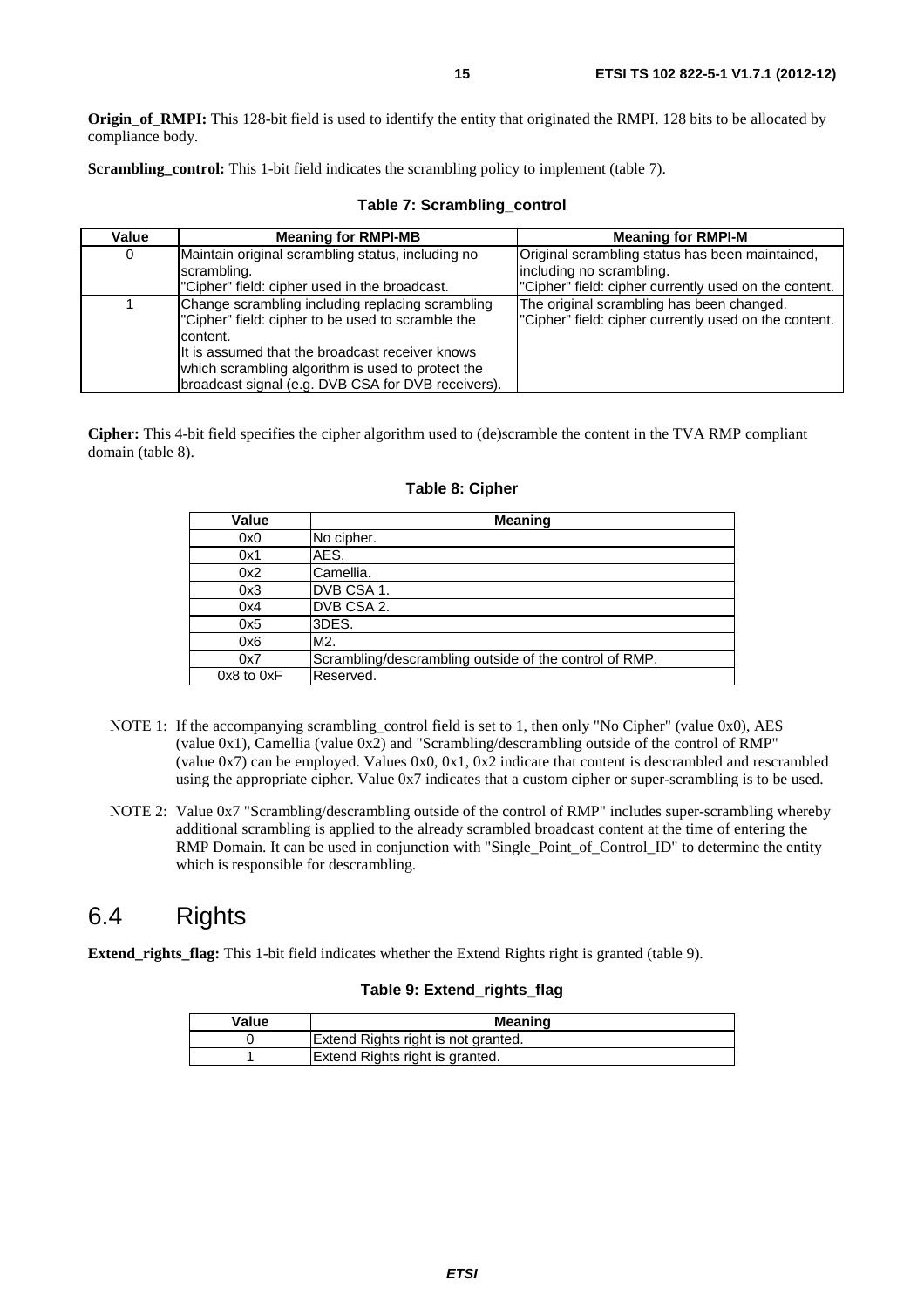**Origin_of_RMPI:** This 128-bit field is used to identify the entity that originated the RMPI. 128 bits to be allocated by compliance body.

**Scrambling_control:** This 1-bit field indicates the scrambling policy to implement (table 7).

**Table 7: Scrambling_control**

| Value | Meaning for RMPI-MB | Meaning for RMPI-M |
|---|---|---|
| 0 | Maintain original scrambling status, including no scrambling.<br>"Cipher" field: cipher used in the broadcast. | Original scrambling status has been maintained, including no scrambling.<br>"Cipher" field: cipher currently used on the content. |
| 1 | Change scrambling including replacing scrambling "Cipher" field: cipher to be used to scramble the content.<br>It is assumed that the broadcast receiver knows which scrambling algorithm is used to protect the broadcast signal (e.g. DVB CSA for DVB receivers). | The original scrambling has been changed.<br>"Cipher" field: cipher currently used on the content. |

**Cipher:** This 4-bit field specifies the cipher algorithm used to (de)scramble the content in the TVA RMP compliant domain (table 8).

**Table 8: Cipher**

| Value | Meaning |
|---|---|
| 0x0 | No cipher. |
| 0x1 | AES. |
| 0x2 | Camellia. |
| 0x3 | DVB CSA 1. |
| 0x4 | DVB CSA 2. |
| 0x5 | 3DES. |
| 0x6 | M2. |
| 0x7 | Scrambling/descrambling outside of the control of RMP. |
| 0x8 to 0xF | Reserved. |

NOTE 1: If the accompanying scrambling_control field is set to 1, then only "No Cipher" (value 0x0), AES (value 0x1), Camellia (value 0x2) and "Scrambling/descrambling outside of the control of RMP" (value 0x7) can be employed. Values 0x0, 0x1, 0x2 indicate that content is descrambled and rescrambled using the appropriate cipher. Value 0x7 indicates that a custom cipher or super-scrambling is to be used.

NOTE 2: Value 0x7 "Scrambling/descrambling outside of the control of RMP" includes super-scrambling whereby additional scrambling is applied to the already scrambled broadcast content at the time of entering the RMP Domain. It can be used in conjunction with "Single_Point_of_Control_ID" to determine the entity which is responsible for descrambling.

# 6.4 Rights

**Extend_rights_flag:** This 1-bit field indicates whether the Extend Rights right is granted (table 9).

**Table 9: Extend_rights_flag**

| Value | Meaning |
|---|---|
| 0 | Extend Rights right is not granted. |
| 1 | Extend Rights right is granted. |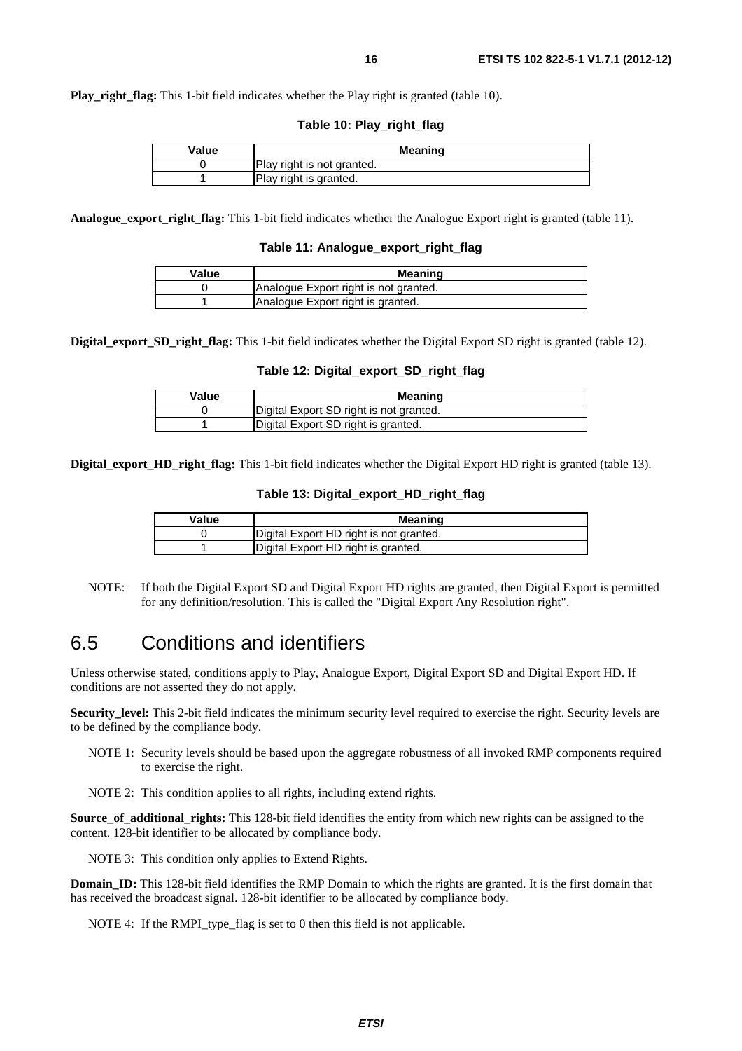**Play_right_flag:** This 1-bit field indicates whether the Play right is granted (table 10).

**Table 10: Play_right_flag**

| Value | Meaning |
| --- | --- |
| 0 | Play right is not granted. |
| 1 | Play right is granted. |

**Analogue_export_right_flag:** This 1-bit field indicates whether the Analogue Export right is granted (table 11).

**Table 11: Analogue_export_right_flag**

| Value | Meaning |
| --- | --- |
| 0 | Analogue Export right is not granted. |
| 1 | Analogue Export right is granted. |

**Digital_export_SD_right_flag:** This 1-bit field indicates whether the Digital Export SD right is granted (table 12).

**Table 12: Digital_export_SD_right_flag**

| Value | Meaning |
| --- | --- |
| 0 | Digital Export SD right is not granted. |
| 1 | Digital Export SD right is granted. |

**Digital_export_HD_right_flag:** This 1-bit field indicates whether the Digital Export HD right is granted (table 13).

**Table 13: Digital_export_HD_right_flag**

| Value | Meaning |
| --- | --- |
| 0 | Digital Export HD right is not granted. |
| 1 | Digital Export HD right is granted. |

NOTE: If both the Digital Export SD and Digital Export HD rights are granted, then Digital Export is permitted for any definition/resolution. This is called the "Digital Export Any Resolution right".

## 6.5 Conditions and identifiers

Unless otherwise stated, conditions apply to Play, Analogue Export, Digital Export SD and Digital Export HD. If conditions are not asserted they do not apply.

**Security_level:** This 2-bit field indicates the minimum security level required to exercise the right. Security levels are to be defined by the compliance body.

NOTE 1: Security levels should be based upon the aggregate robustness of all invoked RMP components required to exercise the right.

NOTE 2: This condition applies to all rights, including extend rights.

**Source_of_additional_rights:** This 128-bit field identifies the entity from which new rights can be assigned to the content. 128-bit identifier to be allocated by compliance body.

NOTE 3: This condition only applies to Extend Rights.

**Domain_ID:** This 128-bit field identifies the RMP Domain to which the rights are granted. It is the first domain that has received the broadcast signal. 128-bit identifier to be allocated by compliance body.

NOTE 4: If the RMPI_type_flag is set to 0 then this field is not applicable.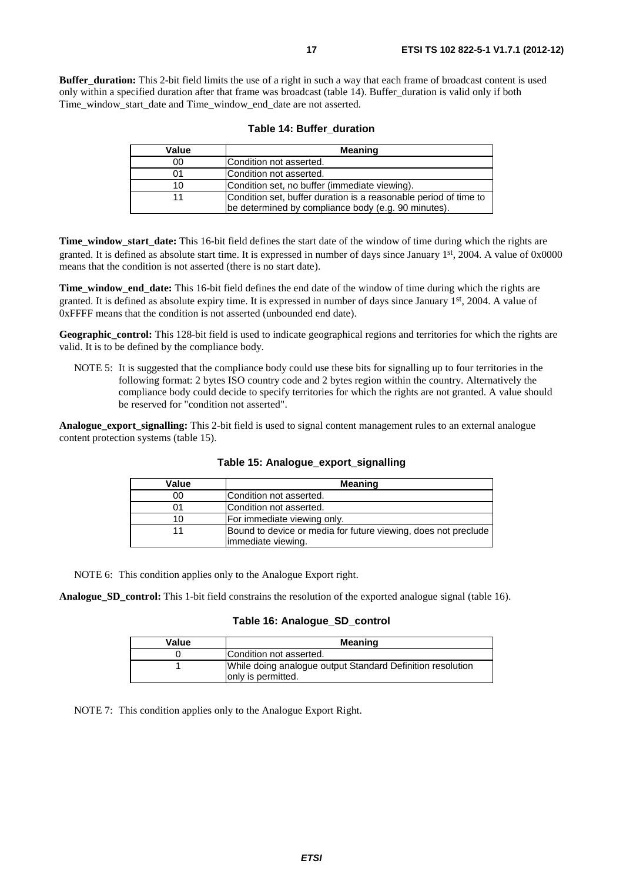**Buffer_duration:** This 2-bit field limits the use of a right in such a way that each frame of broadcast content is used only within a specified duration after that frame was broadcast (table 14). Buffer_duration is valid only if both Time_window_start_date and Time_window_end_date are not asserted.

**Table 14: Buffer_duration**

| Value | Meaning |
|---|---|
| 00 | Condition not asserted. |
| 01 | Condition not asserted. |
| 10 | Condition set, no buffer (immediate viewing). |
| 11 | Condition set, buffer duration is a reasonable period of time to be determined by compliance body (e.g. 90 minutes). |

**Time_window_start_date:** This 16-bit field defines the start date of the window of time during which the rights are granted. It is defined as absolute start time. It is expressed in number of days since January 1st, 2004. A value of 0x0000 means that the condition is not asserted (there is no start date).

**Time_window_end_date:** This 16-bit field defines the end date of the window of time during which the rights are granted. It is defined as absolute expiry time. It is expressed in number of days since January 1st, 2004. A value of 0xFFFF means that the condition is not asserted (unbounded end date).

**Geographic_control:** This 128-bit field is used to indicate geographical regions and territories for which the rights are valid. It is to be defined by the compliance body.

NOTE 5: It is suggested that the compliance body could use these bits for signalling up to four territories in the following format: 2 bytes ISO country code and 2 bytes region within the country. Alternatively the compliance body could decide to specify territories for which the rights are not granted. A value should be reserved for "condition not asserted".

**Analogue_export_signalling:** This 2-bit field is used to signal content management rules to an external analogue content protection systems (table 15).

**Table 15: Analogue_export_signalling**

| Value | Meaning |
|---|---|
| 00 | Condition not asserted. |
| 01 | Condition not asserted. |
| 10 | For immediate viewing only. |
| 11 | Bound to device or media for future viewing, does not preclude immediate viewing. |

NOTE 6: This condition applies only to the Analogue Export right.

**Analogue_SD_control:** This 1-bit field constrains the resolution of the exported analogue signal (table 16).

**Table 16: Analogue_SD_control**

| Value | Meaning |
|---|---|
| 0 | Condition not asserted. |
| 1 | While doing analogue output Standard Definition resolution only is permitted. |

NOTE 7: This condition applies only to the Analogue Export Right.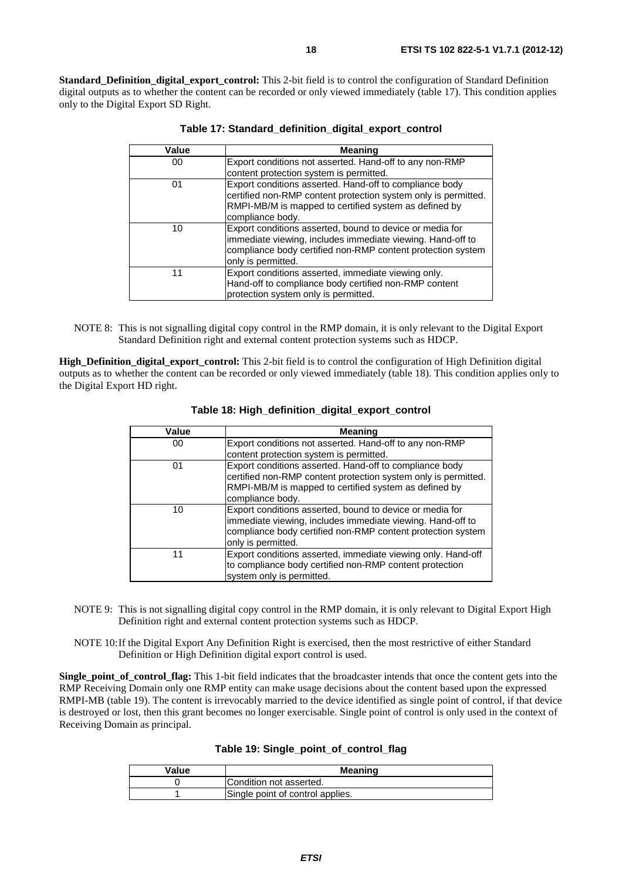**Standard_Definition_digital_export_control:** This 2-bit field is to control the configuration of Standard Definition digital outputs as to whether the content can be recorded or only viewed immediately (table 17). This condition applies only to the Digital Export SD Right.

**Table 17: Standard_definition_digital_export_control**

| Value | Meaning |
|---|---|
| 00 | Export conditions not asserted. Hand-off to any non-RMP content protection system is permitted. |
| 01 | Export conditions asserted. Hand-off to compliance body certified non-RMP content protection system only is permitted. RMPI-MB/M is mapped to certified system as defined by compliance body. |
| 10 | Export conditions asserted, bound to device or media for immediate viewing, includes immediate viewing. Hand-off to compliance body certified non-RMP content protection system only is permitted. |
| 11 | Export conditions asserted, immediate viewing only. Hand-off to compliance body certified non-RMP content protection system only is permitted. |

NOTE 8: This is not signalling digital copy control in the RMP domain, it is only relevant to the Digital Export Standard Definition right and external content protection systems such as HDCP.

**High_Definition_digital_export_control:** This 2-bit field is to control the configuration of High Definition digital outputs as to whether the content can be recorded or only viewed immediately (table 18). This condition applies only to the Digital Export HD right.

**Table 18: High_definition_digital_export_control**

| Value | Meaning |
|---|---|
| 00 | Export conditions not asserted. Hand-off to any non-RMP content protection system is permitted. |
| 01 | Export conditions asserted. Hand-off to compliance body certified non-RMP content protection system only is permitted. RMPI-MB/M is mapped to certified system as defined by compliance body. |
| 10 | Export conditions asserted, bound to device or media for immediate viewing, includes immediate viewing. Hand-off to compliance body certified non-RMP content protection system only is permitted. |
| 11 | Export conditions asserted, immediate viewing only. Hand-off to compliance body certified non-RMP content protection system only is permitted. |

NOTE 9: This is not signalling digital copy control in the RMP domain, it is only relevant to Digital Export High Definition right and external content protection systems such as HDCP.

NOTE 10: If the Digital Export Any Definition Right is exercised, then the most restrictive of either Standard Definition or High Definition digital export control is used.

**Single_point_of_control_flag:** This 1-bit field indicates that the broadcaster intends that once the content gets into the RMP Receiving Domain only one RMP entity can make usage decisions about the content based upon the expressed RMPI-MB (table 19). The content is irrevocably married to the device identified as single point of control, if that device is destroyed or lost, then this grant becomes no longer exercisable. Single point of control is only used in the context of Receiving Domain as principal.

**Table 19: Single_point_of_control_flag**

| Value | Meaning |
|---|---|
| 0 | Condition not asserted. |
| 1 | Single point of control applies. |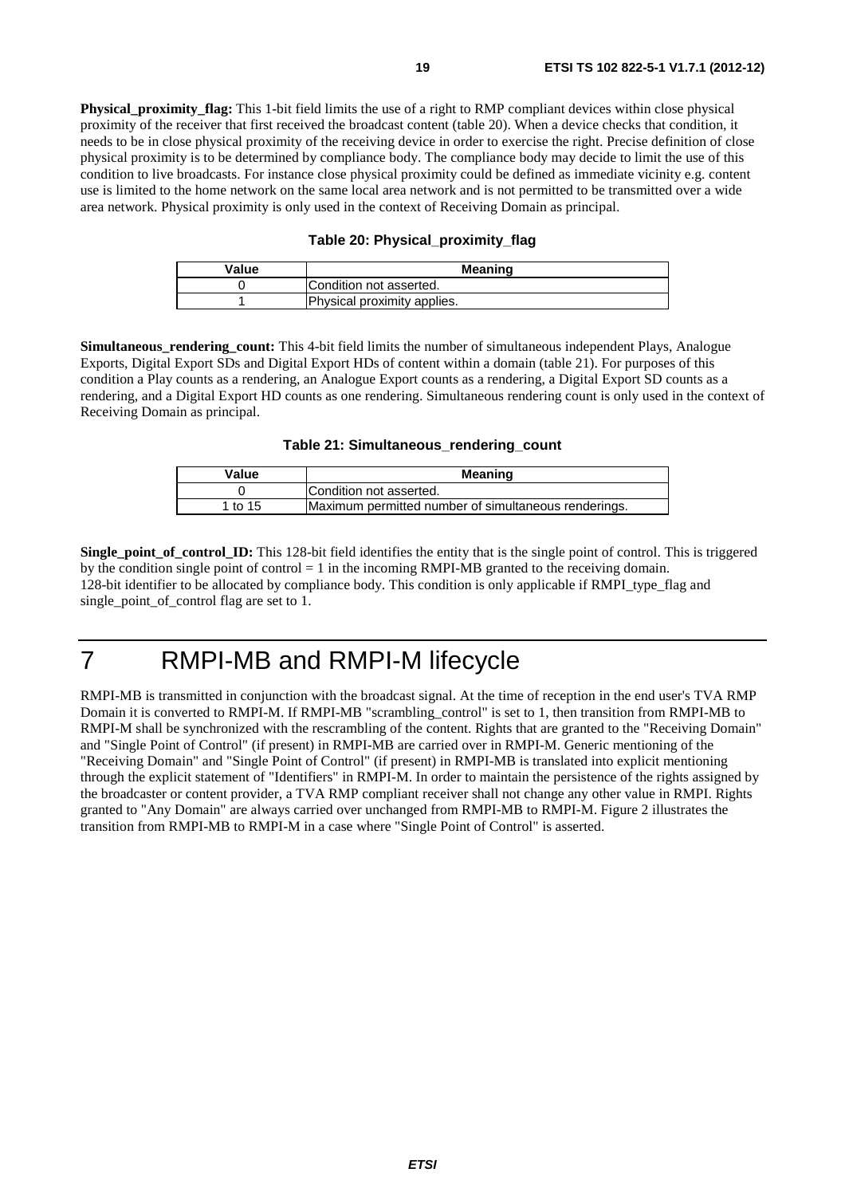**Physical_proximity_flag:** This 1-bit field limits the use of a right to RMP compliant devices within close physical proximity of the receiver that first received the broadcast content (table 20). When a device checks that condition, it needs to be in close physical proximity of the receiving device in order to exercise the right. Precise definition of close physical proximity is to be determined by compliance body. The compliance body may decide to limit the use of this condition to live broadcasts. For instance close physical proximity could be defined as immediate vicinity e.g. content use is limited to the home network on the same local area network and is not permitted to be transmitted over a wide area network. Physical proximity is only used in the context of Receiving Domain as principal.

**Table 20: Physical_proximity_flag**

| Value | Meaning |
|---|---|
| 0 | Condition not asserted. |
| 1 | Physical proximity applies. |

**Simultaneous_rendering_count:** This 4-bit field limits the number of simultaneous independent Plays, Analogue Exports, Digital Export SDs and Digital Export HDs of content within a domain (table 21). For purposes of this condition a Play counts as a rendering, an Analogue Export counts as a rendering, a Digital Export SD counts as a rendering, and a Digital Export HD counts as one rendering. Simultaneous rendering count is only used in the context of Receiving Domain as principal.

**Table 21: Simultaneous_rendering_count**

| Value | Meaning |
|---|---|
| 0 | Condition not asserted. |
| 1 to 15 | Maximum permitted number of simultaneous renderings. |

**Single_point_of_control_ID:** This 128-bit field identifies the entity that is the single point of control. This is triggered by the condition single point of control = 1 in the incoming RMPI-MB granted to the receiving domain. 128-bit identifier to be allocated by compliance body. This condition is only applicable if RMPI_type_flag and single_point_of_control flag are set to 1.

# 7 RMPI-MB and RMPI-M lifecycle

RMPI-MB is transmitted in conjunction with the broadcast signal. At the time of reception in the end user's TVA RMP Domain it is converted to RMPI-M. If RMPI-MB "scrambling_control" is set to 1, then transition from RMPI-MB to RMPI-M shall be synchronized with the rescrambling of the content. Rights that are granted to the "Receiving Domain" and "Single Point of Control" (if present) in RMPI-MB are carried over in RMPI-M. Generic mentioning of the "Receiving Domain" and "Single Point of Control" (if present) in RMPI-MB is translated into explicit mentioning through the explicit statement of "Identifiers" in RMPI-M. In order to maintain the persistence of the rights assigned by the broadcaster or content provider, a TVA RMP compliant receiver shall not change any other value in RMPI. Rights granted to "Any Domain" are always carried over unchanged from RMPI-MB to RMPI-M. Figure 2 illustrates the transition from RMPI-MB to RMPI-M in a case where "Single Point of Control" is asserted.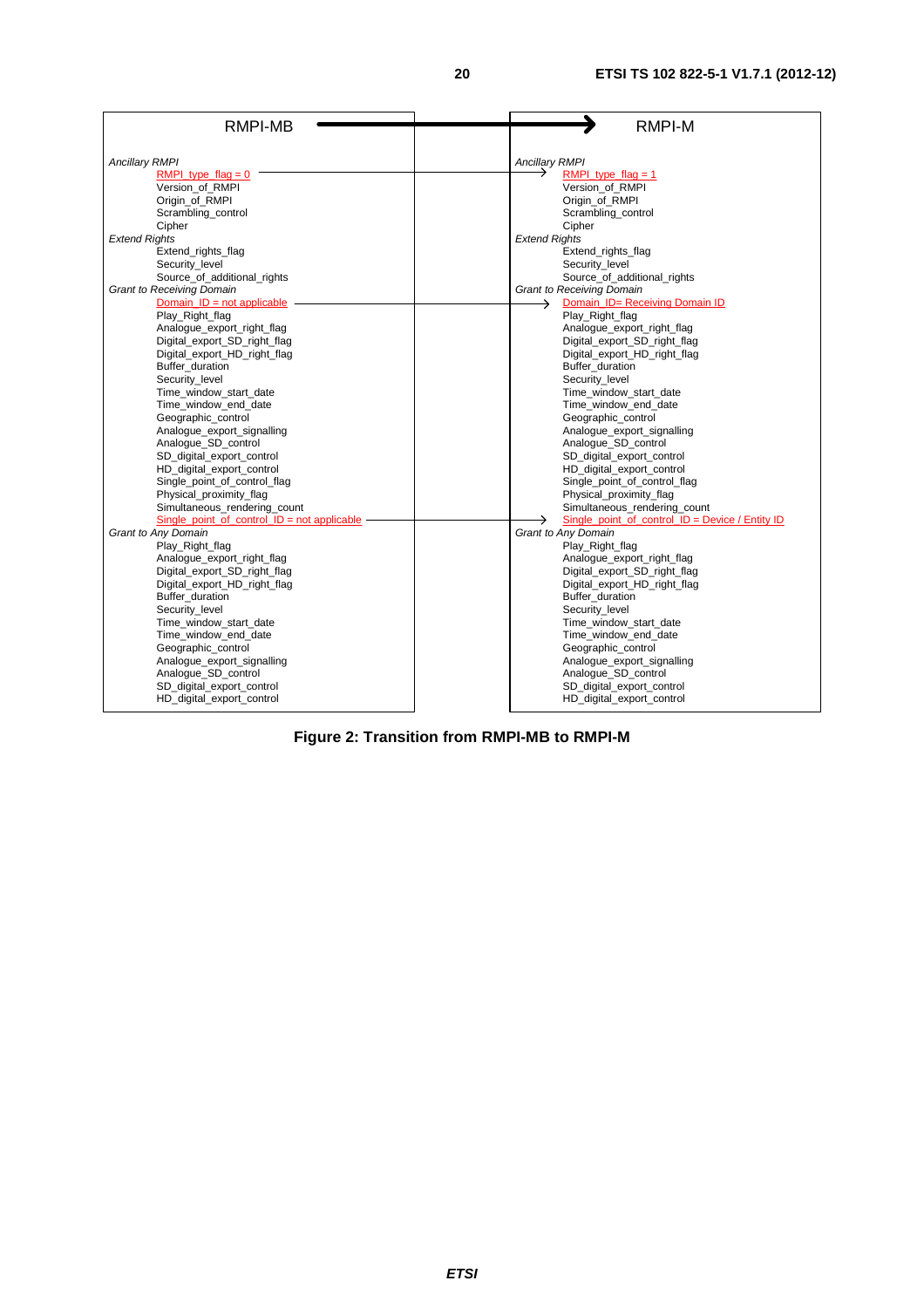| RMPI-MB | RMPI-M |
| --- | --- |
| *Ancillary RMPI* | *Ancillary RMPI* |
| RMPI_type_flag = 0 | RMPI_type_flag = 1 |
| Version_of_RMPI | Version_of_RMPI |
| Origin_of_RMPI | Origin_of_RMPI |
| Scrambling_control | Scrambling_control |
| Cipher | Cipher |
| *Extend Rights* | *Extend Rights* |
| Extend_rights_flag | Extend_rights_flag |
| Security_level | Security_level |
| Source_of_additional_rights | Source_of_additional_rights |
| *Grant to Receiving Domain* | *Grant to Receiving Domain* |
| Domain_ID = not applicable | Domain_ID= Receiving Domain ID |
| Play_Right_flag | Play_Right_flag |
| Analogue_export_right_flag | Analogue_export_right_flag |
| Digital_export_SD_right_flag | Digital_export_SD_right_flag |
| Digital_export_HD_right_flag | Digital_export_HD_right_flag |
| Buffer_duration | Buffer_duration |
| Security_level | Security_level |
| Time_window_start_date | Time_window_start_date |
| Time_window_end_date | Time_window_end_date |
| Geographic_control | Geographic_control |
| Analogue_export_signalling | Analogue_export_signalling |
| Analogue_SD_control | Analogue_SD_control |
| SD_digital_export_control | SD_digital_export_control |
| HD_digital_export_control | HD_digital_export_control |
| Single_point_of_control_flag | Single_point_of_control_flag |
| Physical_proximity_flag | Physical_proximity_flag |
| Simultaneous_rendering_count | Simultaneous_rendering_count |
| Single_point_of_control_ID = not applicable | Single_point_of_control_ID = Device / Entity ID |
| *Grant to Any Domain* | *Grant to Any Domain* |
| Play_Right_flag | Play_Right_flag |
| Analogue_export_right_flag | Analogue_export_right_flag |
| Digital_export_SD_right_flag | Digital_export_SD_right_flag |
| Digital_export_HD_right_flag | Digital_export_HD_right_flag |
| Buffer_duration | Buffer_duration |
| Security_level | Security_level |
| Time_window_start_date | Time_window_start_date |
| Time_window_end_date | Time_window_end_date |
| Geographic_control | Geographic_control |
| Analogue_export_signalling | Analogue_export_signalling |
| Analogue_SD_control | Analogue_SD_control |
| SD_digital_export_control | SD_digital_export_control |
| HD_digital_export_control | HD_digital_export_control |

**Figure 2: Transition from RMPI-MB to RMPI-M**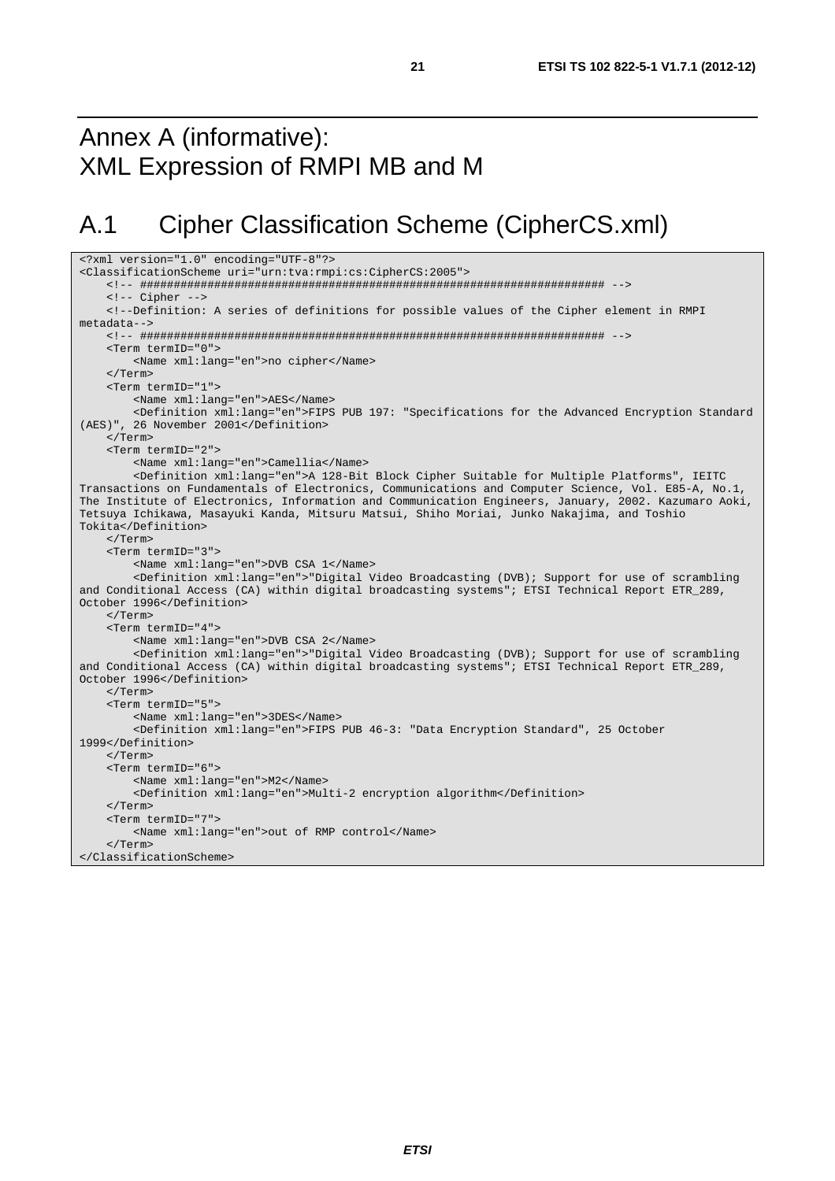# Annex A (informative): XML Expression of RMPI MB and M

## A.1 Cipher Classification Scheme (CipherCS.xml)

```
<?xml version="1.0" encoding="UTF-8"?>
<ClassificationScheme uri="urn:tva:rmpi:cs:CipherCS:2005">
    <!-- ##################################################################### -->
    <!-- Cipher -->
    <!--Definition: A series of definitions for possible values of the Cipher element in RMPI
metadata-->
    <!-- ##################################################################### -->
    <Term termID="0">
        <Name xml:lang="en">no cipher</Name>
    </Term>
    <Term termID="1">
        <Name xml:lang="en">AES</Name>
        <Definition xml:lang="en">FIPS PUB 197: "Specifications for the Advanced Encryption Standard
(AES)", 26 November 2001</Definition>
    </Term>
    <Term termID="2">
        <Name xml:lang="en">Camellia</Name>
        <Definition xml:lang="en">A 128-Bit Block Cipher Suitable for Multiple Platforms", IEITC
Transactions on Fundamentals of Electronics, Communications and Computer Science, Vol. E85-A, No.1,
The Institute of Electronics, Information and Communication Engineers, January, 2002. Kazumaro Aoki,
Tetsuya Ichikawa, Masayuki Kanda, Mitsuru Matsui, Shiho Moriai, Junko Nakajima, and Toshio
Tokita</Definition>
    </Term>
    <Term termID="3">
        <Name xml:lang="en">DVB CSA 1</Name>
        <Definition xml:lang="en">"Digital Video Broadcasting (DVB); Support for use of scrambling
and Conditional Access (CA) within digital broadcasting systems"; ETSI Technical Report ETR_289,
October 1996</Definition>
    </Term>
    <Term termID="4">
        <Name xml:lang="en">DVB CSA 2</Name>
        <Definition xml:lang="en">"Digital Video Broadcasting (DVB); Support for use of scrambling
and Conditional Access (CA) within digital broadcasting systems"; ETSI Technical Report ETR_289,
October 1996</Definition>
    </Term>
    <Term termID="5">
        <Name xml:lang="en">3DES</Name>
        <Definition xml:lang="en">FIPS PUB 46-3: "Data Encryption Standard", 25 October
1999</Definition>
    </Term>
    <Term termID="6">
        <Name xml:lang="en">M2</Name>
        <Definition xml:lang="en">Multi-2 encryption algorithm</Definition>
    </Term>
    <Term termID="7">
        <Name xml:lang="en">out of RMP control</Name>
    </Term>
</ClassificationScheme>
```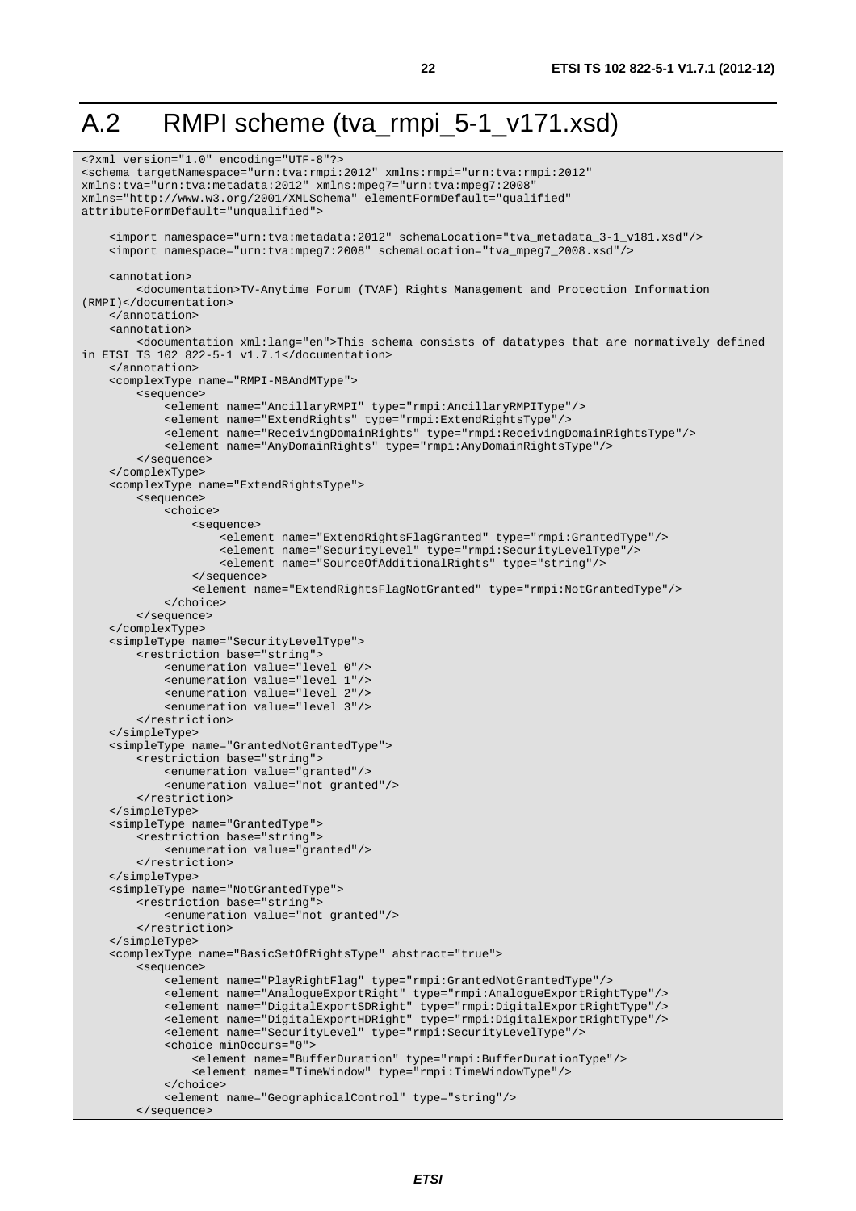# A.2 RMPI scheme (tva_rmpi_5-1_v171.xsd)

```
<?xml version="1.0" encoding="UTF-8"?>
<schema targetNamespace="urn:tva:rmpi:2012" xmlns:rmpi="urn:tva:rmpi:2012"
xmlns:tva="urn:tva:metadata:2012" xmlns:mpeg7="urn:tva:mpeg7:2008"
xmlns="http://www.w3.org/2001/XMLSchema" elementFormDefault="qualified"
attributeFormDefault="unqualified">

    <import namespace="urn:tva:metadata:2012" schemaLocation="tva_metadata_3-1_v181.xsd"/>
    <import namespace="urn:tva:mpeg7:2008" schemaLocation="tva_mpeg7_2008.xsd"/>

    <annotation>
        <documentation>TV-Anytime Forum (TVAF) Rights Management and Protection Information
(RMPI)</documentation>
    </annotation>
    <annotation>
        <documentation xml:lang="en">This schema consists of datatypes that are normatively defined
in ETSI TS 102 822-5-1 v1.7.1</documentation>
    </annotation>
    <complexType name="RMPI-MBAndMType">
        <sequence>
            <element name="AncillaryRMPI" type="rmpi:AncillaryRMPIType"/>
            <element name="ExtendRights" type="rmpi:ExtendRightsType"/>
            <element name="ReceivingDomainRights" type="rmpi:ReceivingDomainRightsType"/>
            <element name="AnyDomainRights" type="rmpi:AnyDomainRightsType"/>
        </sequence>
    </complexType>
    <complexType name="ExtendRightsType">
        <sequence>
            <choice>
                <sequence>
                    <element name="ExtendRightsFlagGranted" type="rmpi:GrantedType"/>
                    <element name="SecurityLevel" type="rmpi:SecurityLevelType"/>
                    <element name="SourceOfAdditionalRights" type="string"/>
                </sequence>
                <element name="ExtendRightsFlagNotGranted" type="rmpi:NotGrantedType"/>
            </choice>
        </sequence>
    </complexType>
    <simpleType name="SecurityLevelType">
        <restriction base="string">
            <enumeration value="level 0"/>
            <enumeration value="level 1"/>
            <enumeration value="level 2"/>
            <enumeration value="level 3"/>
        </restriction>
    </simpleType>
    <simpleType name="GrantedNotGrantedType">
        <restriction base="string">
            <enumeration value="granted"/>
            <enumeration value="not granted"/>
        </restriction>
    </simpleType>
    <simpleType name="GrantedType">
        <restriction base="string">
            <enumeration value="granted"/>
        </restriction>
    </simpleType>
    <simpleType name="NotGrantedType">
        <restriction base="string">
            <enumeration value="not granted"/>
        </restriction>
    </simpleType>
    <complexType name="BasicSetOfRightsType" abstract="true">
        <sequence>
            <element name="PlayRightFlag" type="rmpi:GrantedNotGrantedType"/>
            <element name="AnalogueExportRight" type="rmpi:AnalogueExportRightType"/>
            <element name="DigitalExportSDRight" type="rmpi:DigitalExportRightType"/>
            <element name="DigitalExportHDRight" type="rmpi:DigitalExportRightType"/>
            <element name="SecurityLevel" type="rmpi:SecurityLevelType"/>
            <choice minOccurs="0">
                <element name="BufferDuration" type="rmpi:BufferDurationType"/>
                <element name="TimeWindow" type="rmpi:TimeWindowType"/>
            </choice>
            <element name="GeographicalControl" type="string"/>
        </sequence>
```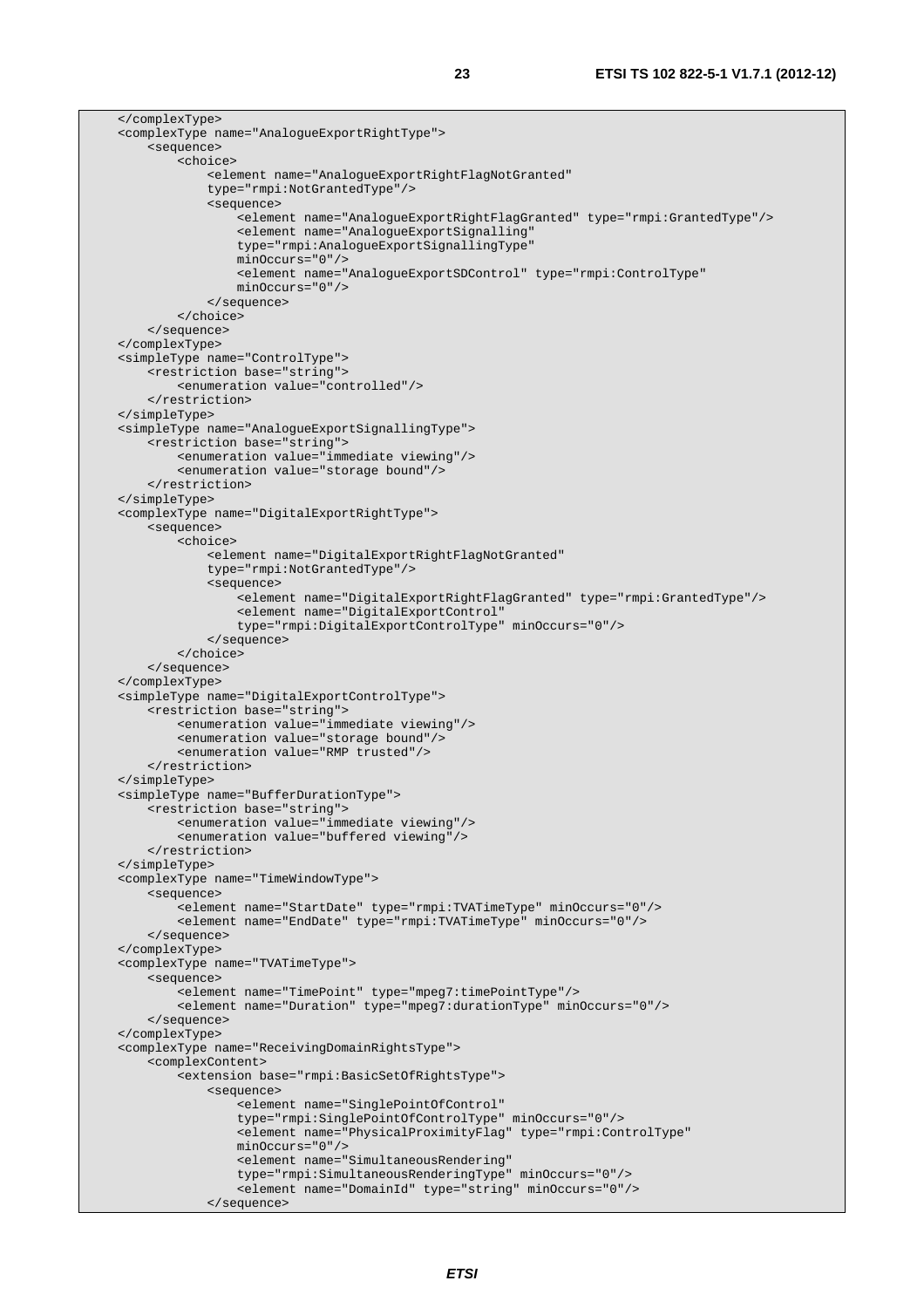```
    </complexType>
    <complexType name="AnalogueExportRightType">
        <sequence>
            <choice>
                <element name="AnalogueExportRightFlagNotGranted"
                type="rmpi:NotGrantedType"/>
                <sequence>
                    <element name="AnalogueExportRightFlagGranted" type="rmpi:GrantedType"/>
                    <element name="AnalogueExportSignalling"
                    type="rmpi:AnalogueExportSignallingType"
                    minOccurs="0"/>
                    <element name="AnalogueExportSDControl" type="rmpi:ControlType"
                    minOccurs="0"/>
                </sequence>
            </choice>
        </sequence>
    </complexType>
    <simpleType name="ControlType">
        <restriction base="string">
            <enumeration value="controlled"/>
        </restriction>
    </simpleType>
    <simpleType name="AnalogueExportSignallingType">
        <restriction base="string">
            <enumeration value="immediate viewing"/>
            <enumeration value="storage bound"/>
        </restriction>
    </simpleType>
    <complexType name="DigitalExportRightType">
        <sequence>
            <choice>
                <element name="DigitalExportRightFlagNotGranted"
                type="rmpi:NotGrantedType"/>
                <sequence>
                    <element name="DigitalExportRightFlagGranted" type="rmpi:GrantedType"/>
                    <element name="DigitalExportControl"
                    type="rmpi:DigitalExportControlType" minOccurs="0"/>
                </sequence>
            </choice>
        </sequence>
    </complexType>
    <simpleType name="DigitalExportControlType">
        <restriction base="string">
            <enumeration value="immediate viewing"/>
            <enumeration value="storage bound"/>
            <enumeration value="RMP trusted"/>
        </restriction>
    </simpleType>
    <simpleType name="BufferDurationType">
        <restriction base="string">
            <enumeration value="immediate viewing"/>
            <enumeration value="buffered viewing"/>
        </restriction>
    </simpleType>
    <complexType name="TimeWindowType">
        <sequence>
            <element name="StartDate" type="rmpi:TVATimeType" minOccurs="0"/>
            <element name="EndDate" type="rmpi:TVATimeType" minOccurs="0"/>
        </sequence>
    </complexType>
    <complexType name="TVATimeType">
        <sequence>
            <element name="TimePoint" type="mpeg7:timePointType"/>
            <element name="Duration" type="mpeg7:durationType" minOccurs="0"/>
        </sequence>
    </complexType>
    <complexType name="ReceivingDomainRightsType">
        <complexContent>
            <extension base="rmpi:BasicSetOfRightsType">
                <sequence>
                    <element name="SinglePointOfControl"
                    type="rmpi:SinglePointOfControlType" minOccurs="0"/>
                    <element name="PhysicalProximityFlag" type="rmpi:ControlType"
                    minOccurs="0"/>
                    <element name="SimultaneousRendering"
                    type="rmpi:SimultaneousRenderingType" minOccurs="0"/>
                    <element name="DomainId" type="string" minOccurs="0"/>
                </sequence>
```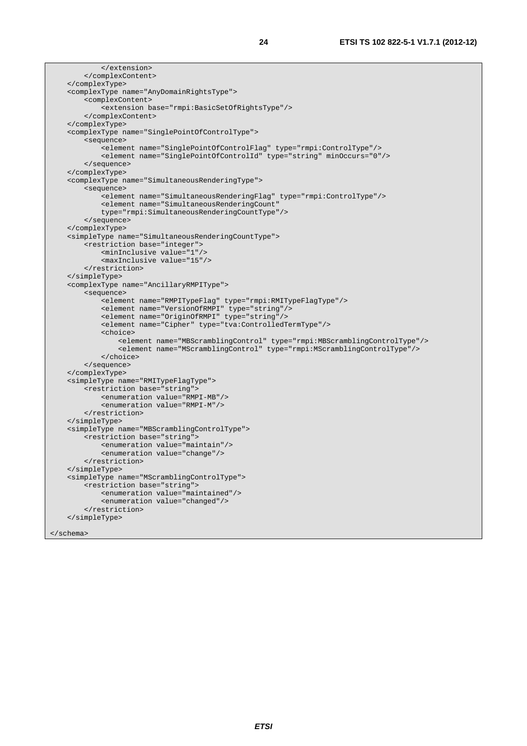```
            </extension>
        </complexContent>
    </complexType>
    <complexType name="AnyDomainRightsType">
        <complexContent>
            <extension base="rmpi:BasicSetOfRightsType"/>
        </complexContent>
    </complexType>
    <complexType name="SinglePointOfControlType">
        <sequence>
            <element name="SinglePointOfControlFlag" type="rmpi:ControlType"/>
            <element name="SinglePointOfControlId" type="string" minOccurs="0"/>
        </sequence>
    </complexType>
    <complexType name="SimultaneousRenderingType">
        <sequence>
            <element name="SimultaneousRenderingFlag" type="rmpi:ControlType"/>
            <element name="SimultaneousRenderingCount"
            type="rmpi:SimultaneousRenderingCountType"/>
        </sequence>
    </complexType>
    <simpleType name="SimultaneousRenderingCountType">
        <restriction base="integer">
            <minInclusive value="1"/>
            <maxInclusive value="15"/>
        </restriction>
    </simpleType>
    <complexType name="AncillaryRMPIType">
        <sequence>
            <element name="RMPITypeFlag" type="rmpi:RMITypeFlagType"/>
            <element name="VersionOfRMPI" type="string"/>
            <element name="OriginOfRMPI" type="string"/>
            <element name="Cipher" type="tva:ControlledTermType"/>
            <choice>
                <element name="MBScramblingControl" type="rmpi:MBScramblingControlType"/>
                <element name="MScramblingControl" type="rmpi:MScramblingControlType"/>
            </choice>
        </sequence>
    </complexType>
    <simpleType name="RMITypeFlagType">
        <restriction base="string">
            <enumeration value="RMPI-MB"/>
            <enumeration value="RMPI-M"/>
        </restriction>
    </simpleType>
    <simpleType name="MBScramblingControlType">
        <restriction base="string">
            <enumeration value="maintain"/>
            <enumeration value="change"/>
        </restriction>
    </simpleType>
    <simpleType name="MScramblingControlType">
        <restriction base="string">
            <enumeration value="maintained"/>
            <enumeration value="changed"/>
        </restriction>
    </simpleType>

</schema>
```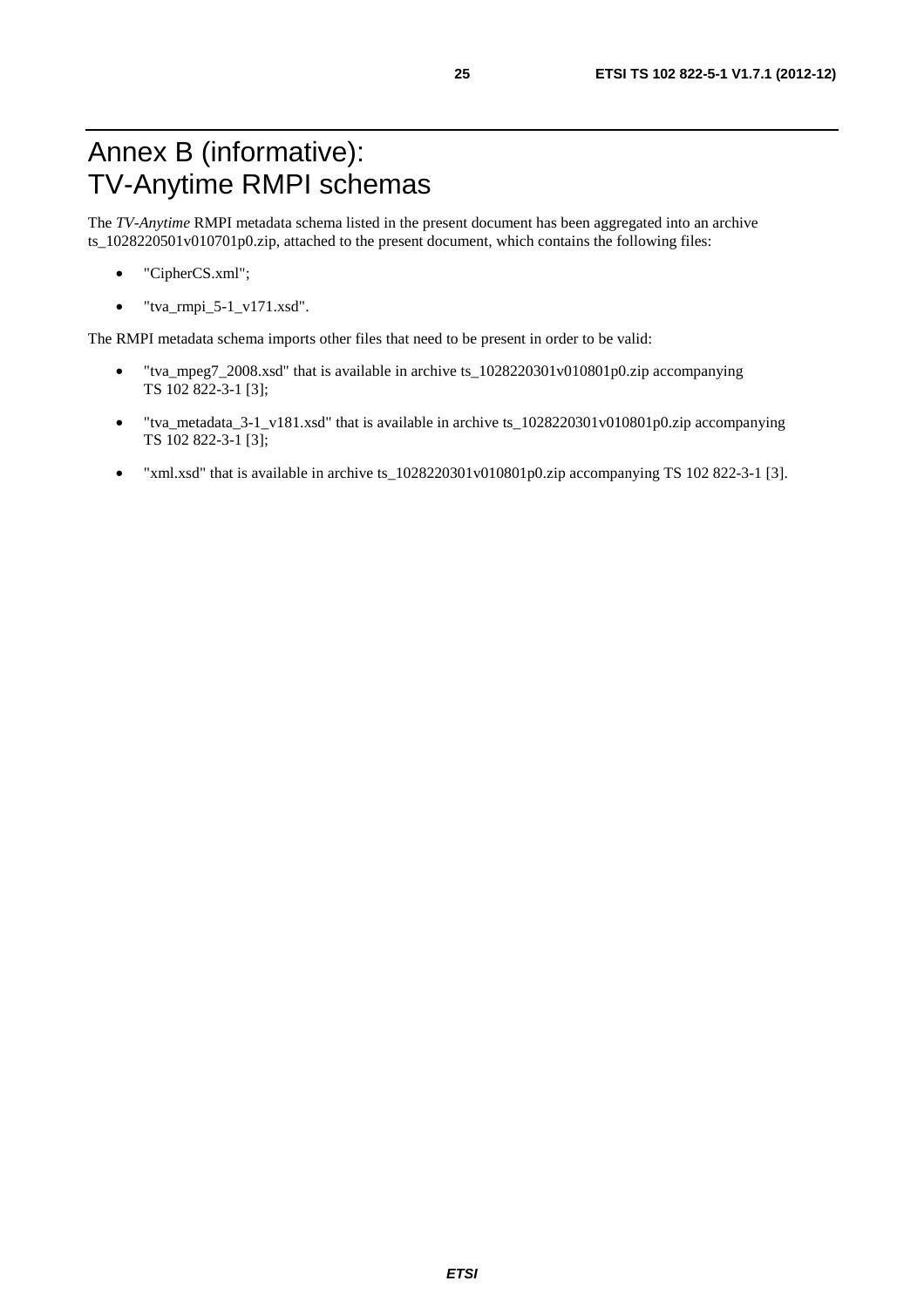# Annex B (informative): TV-Anytime RMPI schemas

The *TV-Anytime* RMPI metadata schema listed in the present document has been aggregated into an archive ts_1028220501v010701p0.zip, attached to the present document, which contains the following files:

- "CipherCS.xml";
- "tva_rmpi_5-1_v171.xsd".

The RMPI metadata schema imports other files that need to be present in order to be valid:

- "tva_mpeg7_2008.xsd" that is available in archive ts_1028220301v010801p0.zip accompanying TS 102 822-3-1 [3];
- "tva_metadata_3-1_v181.xsd" that is available in archive ts_1028220301v010801p0.zip accompanying TS 102 822-3-1 [3];
- "xml.xsd" that is available in archive ts_1028220301v010801p0.zip accompanying TS 102 822-3-1 [3].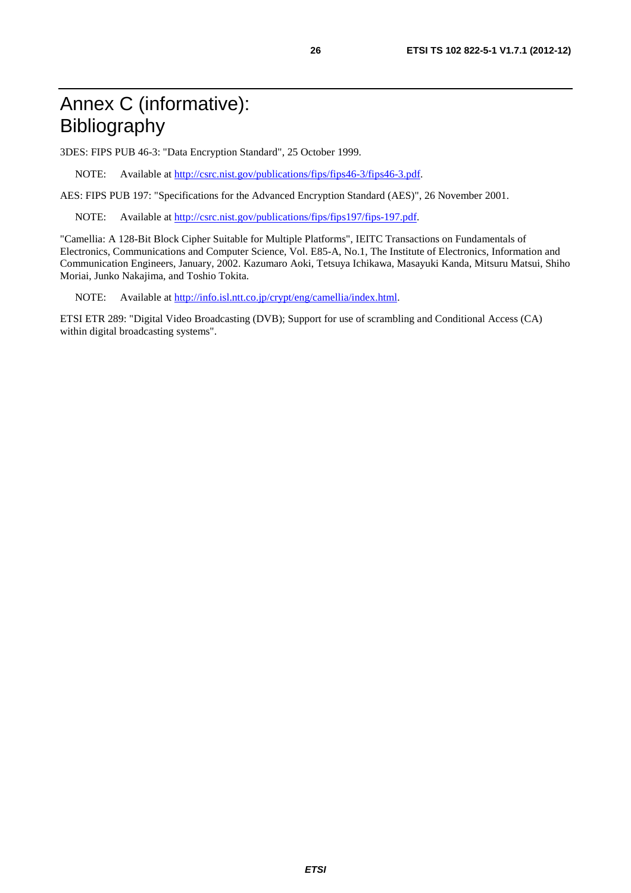# Annex C (informative): Bibliography

3DES: FIPS PUB 46-3: "Data Encryption Standard", 25 October 1999.

NOTE: Available at http://csrc.nist.gov/publications/fips/fips46-3/fips46-3.pdf.

AES: FIPS PUB 197: "Specifications for the Advanced Encryption Standard (AES)", 26 November 2001.

NOTE: Available at http://csrc.nist.gov/publications/fips/fips197/fips-197.pdf.

"Camellia: A 128-Bit Block Cipher Suitable for Multiple Platforms", IEITC Transactions on Fundamentals of Electronics, Communications and Computer Science, Vol. E85-A, No.1, The Institute of Electronics, Information and Communication Engineers, January, 2002. Kazumaro Aoki, Tetsuya Ichikawa, Masayuki Kanda, Mitsuru Matsui, Shiho Moriai, Junko Nakajima, and Toshio Tokita.

NOTE: Available at http://info.isl.ntt.co.jp/crypt/eng/camellia/index.html.

ETSI ETR 289: "Digital Video Broadcasting (DVB); Support for use of scrambling and Conditional Access (CA) within digital broadcasting systems".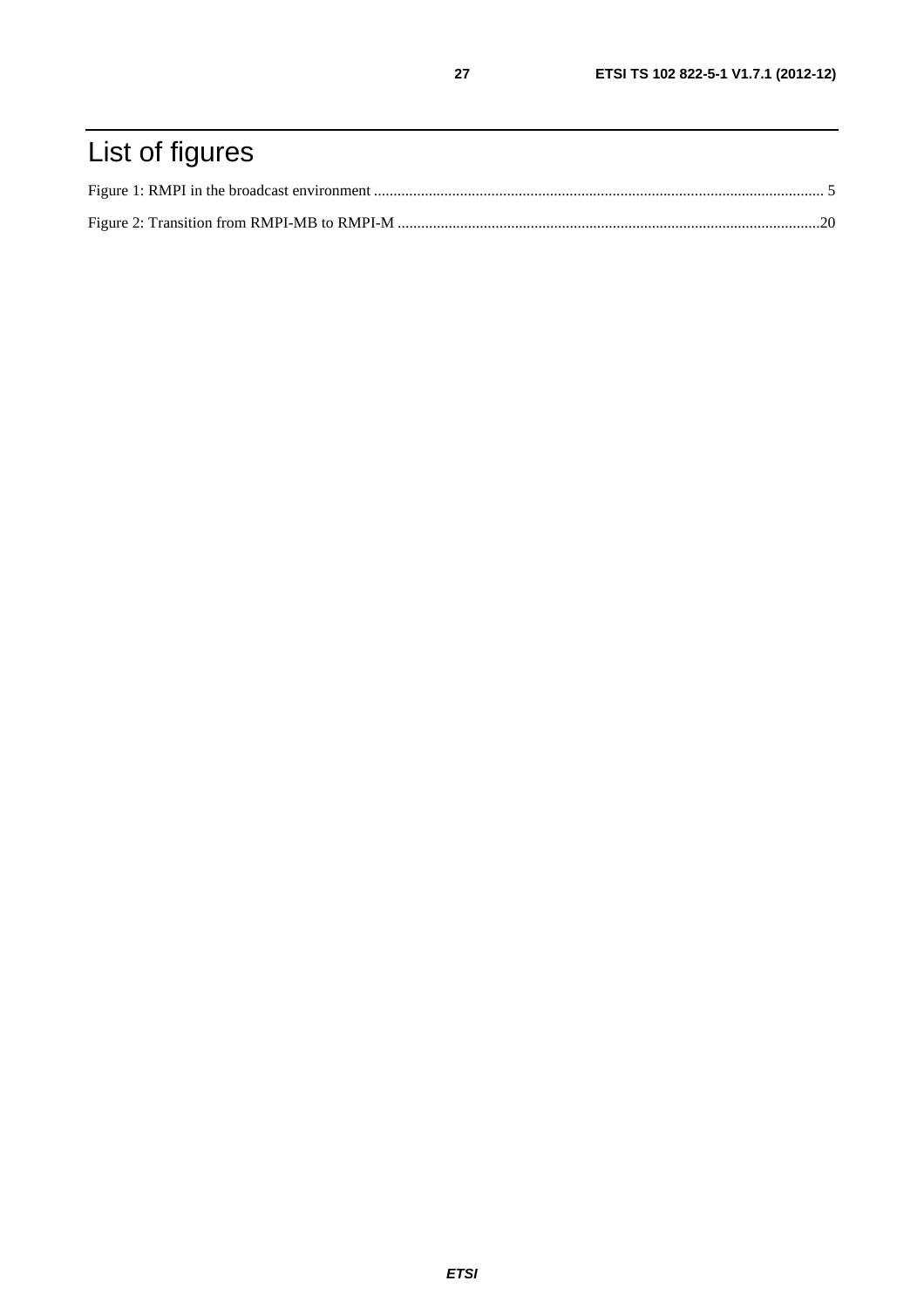# List of figures

Figure 1: RMPI in the broadcast environment ........................................................................................................................ 5

Figure 2: Transition from RMPI-MB to RMPI-M ..............................................................................................................20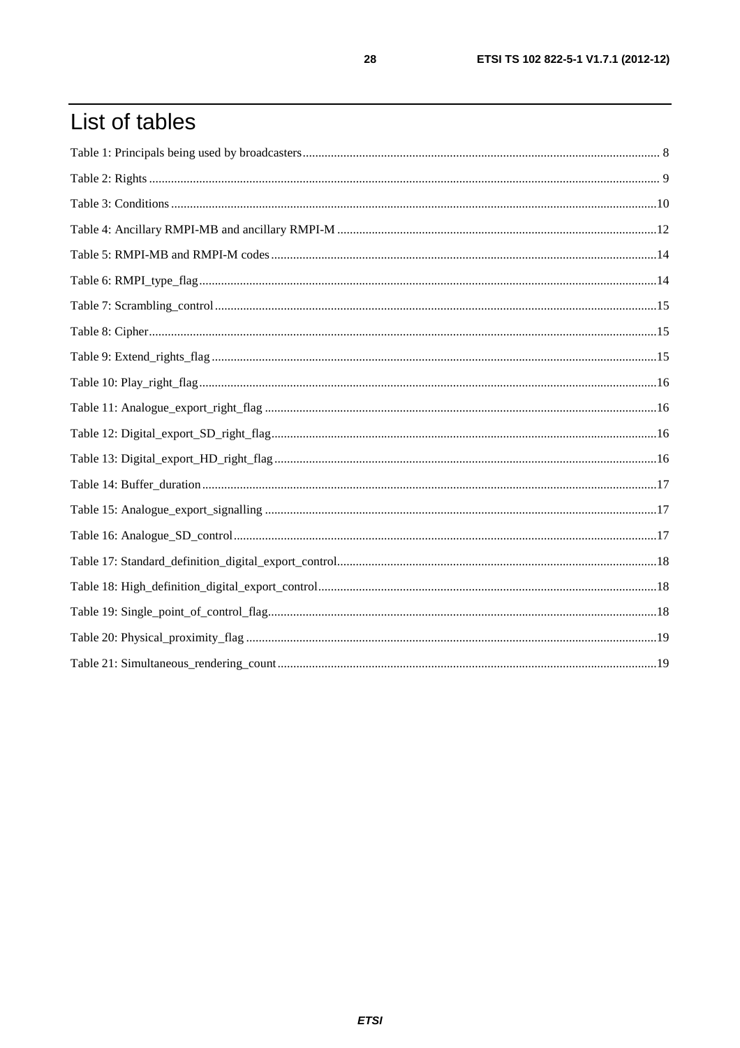# List of tables

Table 1: Principals being used by broadcasters ........ 8

Table 2: Rights ........ 9

Table 3: Conditions ........ 10

Table 4: Ancillary RMPI-MB and ancillary RMPI-M ........ 12

Table 5: RMPI-MB and RMPI-M codes ........ 14

Table 6: RMPI_type_flag ........ 14

Table 7: Scrambling_control ........ 15

Table 8: Cipher ........ 15

Table 9: Extend_rights_flag ........ 15

Table 10: Play_right_flag ........ 16

Table 11: Analogue_export_right_flag ........ 16

Table 12: Digital_export_SD_right_flag ........ 16

Table 13: Digital_export_HD_right_flag ........ 16

Table 14: Buffer_duration ........ 17

Table 15: Analogue_export_signalling ........ 17

Table 16: Analogue_SD_control ........ 17

Table 17: Standard_definition_digital_export_control ........ 18

Table 18: High_definition_digital_export_control ........ 18

Table 19: Single_point_of_control_flag ........ 18

Table 20: Physical_proximity_flag ........ 19

Table 21: Simultaneous_rendering_count ........ 19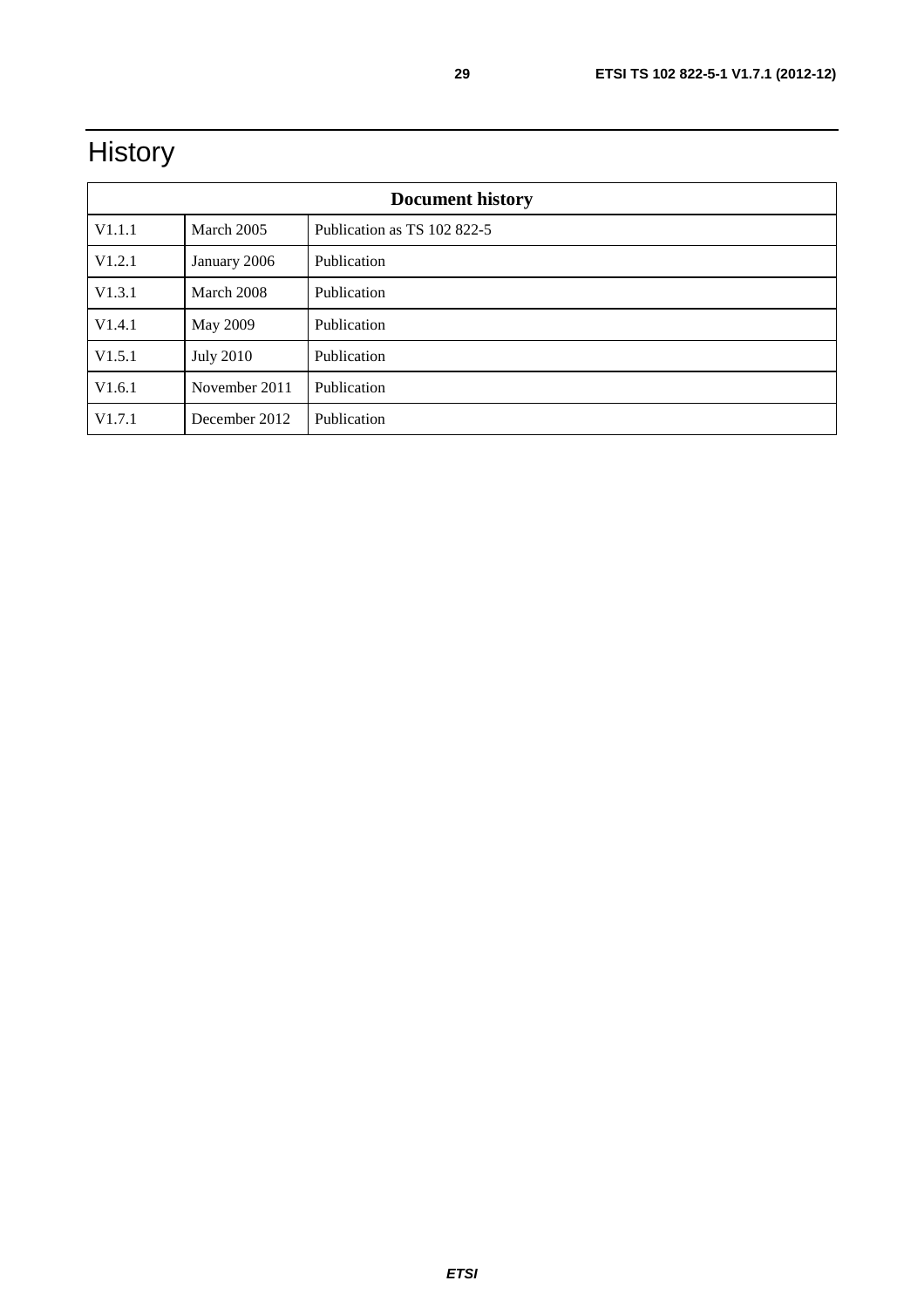# History

| Document history | | |
|---|---|---|
| V1.1.1 | March 2005 | Publication as TS 102 822-5 |
| V1.2.1 | January 2006 | Publication |
| V1.3.1 | March 2008 | Publication |
| V1.4.1 | May 2009 | Publication |
| V1.5.1 | July 2010 | Publication |
| V1.6.1 | November 2011 | Publication |
| V1.7.1 | December 2012 | Publication |